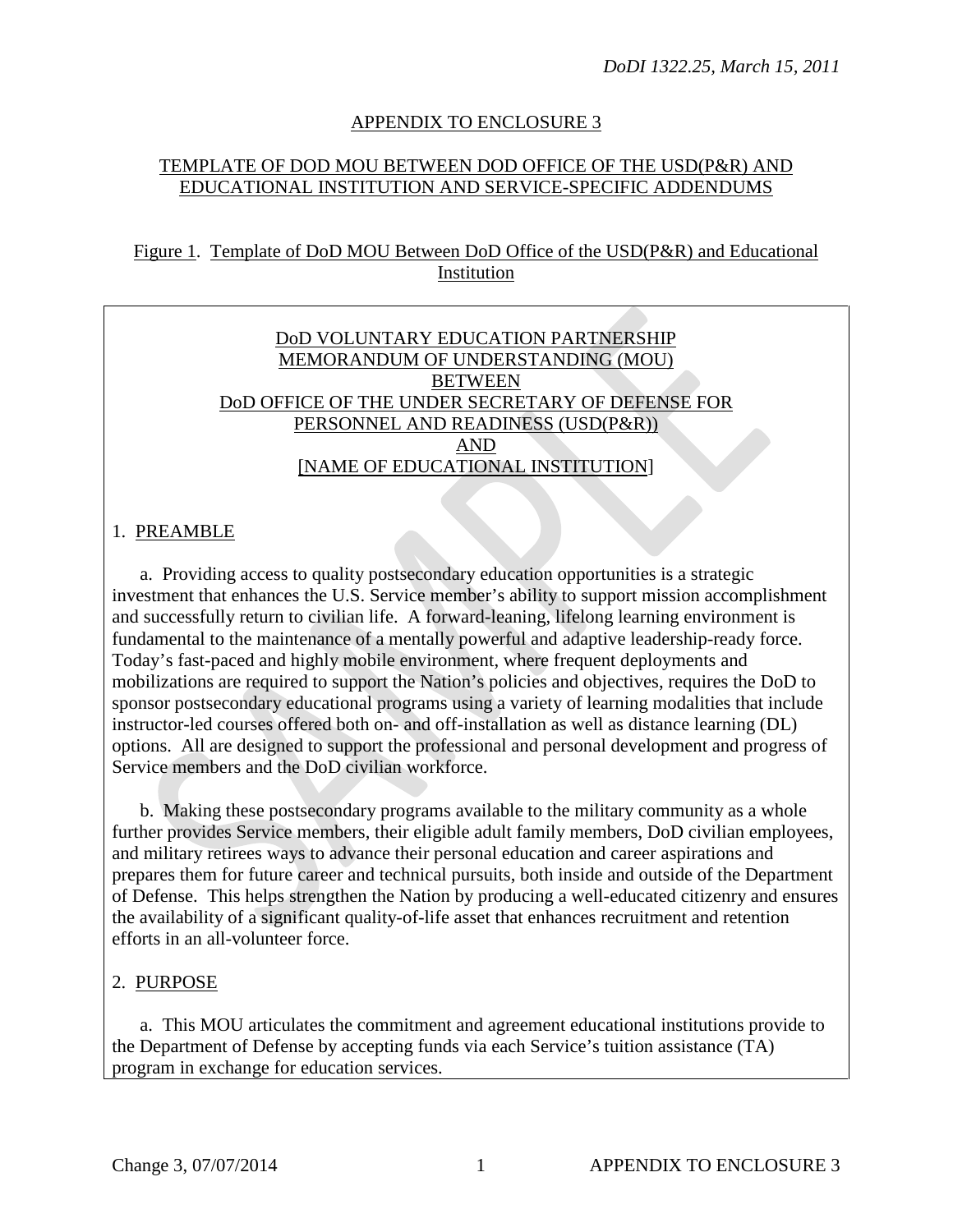## APPENDIX TO ENCLOSURE 3

## TEMPLATE OF DOD MOU BETWEEN DOD OFFICE OF THE USD(P&R) AND EDUCATIONAL INSTITUTION AND SERVICE-SPECIFIC ADDENDUMS

Figure 1. Template of DoD MOU Between DoD Office of the USD(P&R) and Educational Institution

### DoD VOLUNTARY EDUCATION PARTNERSHIP MEMORANDUM OF UNDERSTANDING (MOU) BETWEEN DoD OFFICE OF THE UNDER SECRETARY OF DEFENSE FOR PERSONNEL AND READINESS (USD(P&R)) AND [NAME OF EDUCATIONAL INSTITUTION]

1. PREAMBLE

a. Providing access to quality postsecondary education opportunities is a strategic investment that enhances the U.S. Service member's ability to support mission accomplishment and successfully return to civilian life. A forward-leaning, lifelong learning environment is fundamental to the maintenance of a mentally powerful and adaptive leadership-ready force. Today's fast-paced and highly mobile environment, where frequent deployments and mobilizations are required to support the Nation's policies and objectives, requires the DoD to sponsor postsecondary educational programs using a variety of learning modalities that include instructor-led courses offered both on- and off-installation as well as distance learning (DL) options. All are designed to support the professional and personal development and progress of Service members and the DoD civilian workforce.

b. Making these postsecondary programs available to the military community as a whole further provides Service members, their eligible adult family members, DoD civilian employees, and military retirees ways to advance their personal education and career aspirations and prepares them for future career and technical pursuits, both inside and outside of the Department of Defense. This helps strengthen the Nation by producing a well-educated citizenry and ensures the availability of a significant quality-of-life asset that enhances recruitment and retention efforts in an all-volunteer force.

2. PURPOSE

a. This MOU articulates the commitment and agreement educational institutions provide to the Department of Defense by accepting funds via each Service's tuition assistance (TA) program in exchange for education services.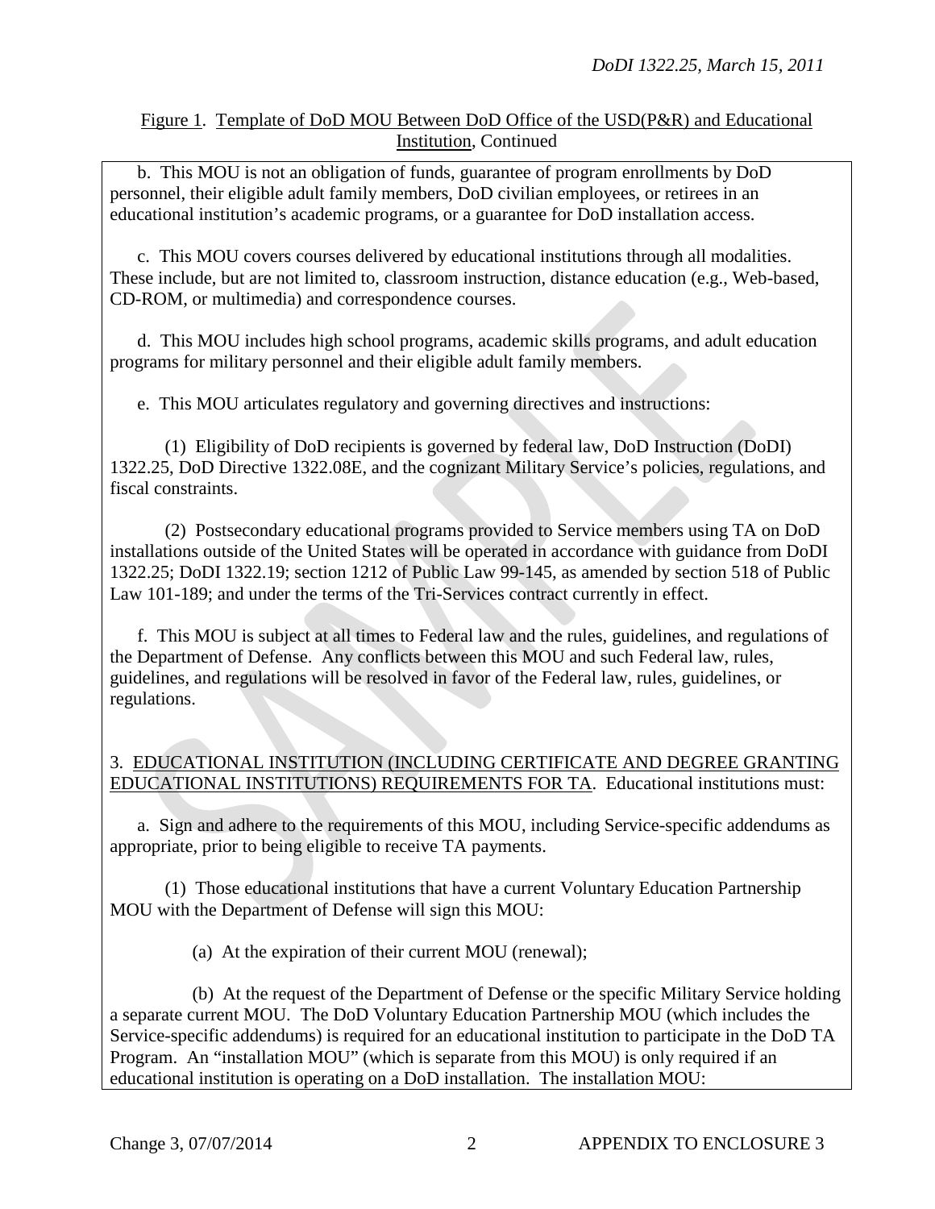Figure 1. Template of DoD MOU Between DoD Office of the USD(P&R) and Educational Institution, Continued

b. This MOU is not an obligation of funds, guarantee of program enrollments by DoD personnel, their eligible adult family members, DoD civilian employees, or retirees in an educational institution's academic programs, or a guarantee for DoD installation access.

c. This MOU covers courses delivered by educational institutions through all modalities. These include, but are not limited to, classroom instruction, distance education (e.g., Web-based, CD-ROM, or multimedia) and correspondence courses.

d. This MOU includes high school programs, academic skills programs, and adult education programs for military personnel and their eligible adult family members.

e. This MOU articulates regulatory and governing directives and instructions:

(1) Eligibility of DoD recipients is governed by federal law, DoD Instruction (DoDI) 1322.25, DoD Directive 1322.08E, and the cognizant Military Service's policies, regulations, and fiscal constraints.

(2) Postsecondary educational programs provided to Service members using TA on DoD installations outside of the United States will be operated in accordance with guidance from DoDI 1322.25; DoDI 1322.19; section 1212 of Public Law 99-145, as amended by section 518 of Public Law 101-189; and under the terms of the Tri-Services contract currently in effect.

f. This MOU is subject at all times to Federal law and the rules, guidelines, and regulations of the Department of Defense. Any conflicts between this MOU and such Federal law, rules, guidelines, and regulations will be resolved in favor of the Federal law, rules, guidelines, or regulations.

3. EDUCATIONAL INSTITUTION (INCLUDING CERTIFICATE AND DEGREE GRANTING EDUCATIONAL INSTITUTIONS) REQUIREMENTS FOR TA. Educational institutions must:

a. Sign and adhere to the requirements of this MOU, including Service-specific addendums as appropriate, prior to being eligible to receive TA payments.

(1) Those educational institutions that have a current Voluntary Education Partnership MOU with the Department of Defense will sign this MOU:

(a) At the expiration of their current MOU (renewal);

(b) At the request of the Department of Defense or the specific Military Service holding a separate current MOU. The DoD Voluntary Education Partnership MOU (which includes the Service-specific addendums) is required for an educational institution to participate in the DoD TA Program. An "installation MOU" (which is separate from this MOU) is only required if an educational institution is operating on a DoD installation. The installation MOU: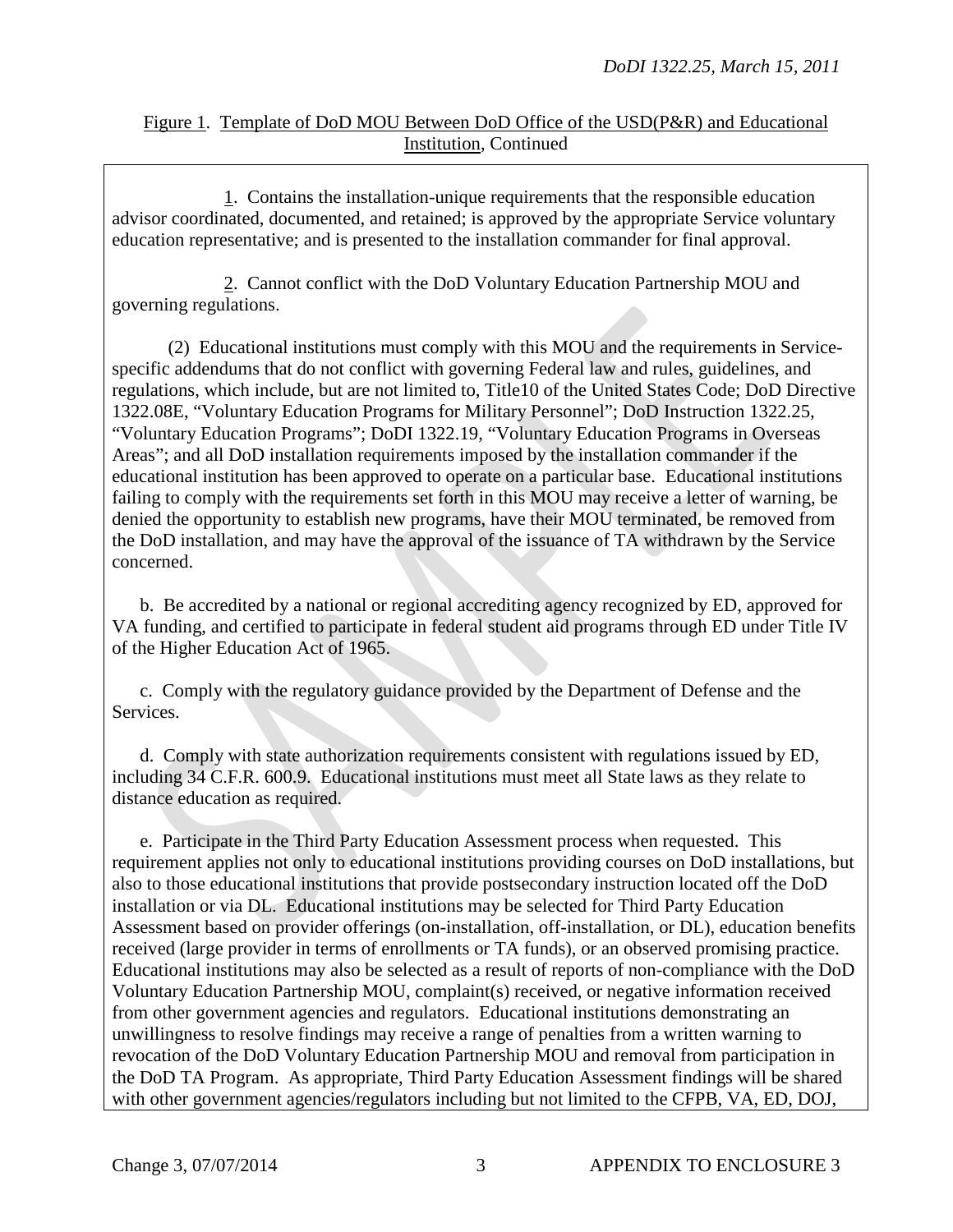Figure 1. Template of DoD MOU Between DoD Office of the USD(P&R) and Educational Institution, Continued

1. Contains the installation-unique requirements that the responsible education advisor coordinated, documented, and retained; is approved by the appropriate Service voluntary education representative; and is presented to the installation commander for final approval.

2. Cannot conflict with the DoD Voluntary Education Partnership MOU and governing regulations.

(2) Educational institutions must comply with this MOU and the requirements in Service-specific addendums that do not conflict with governing Federal law and rules, guidelines, and regulations, which include, but are not limited to, Title10 of the United States Code; DoD Directive 1322.08E, "Voluntary Education Programs for Military Personnel"; DoD Instruction 1322.25, "Voluntary Education Programs"; DoDI 1322.19, "Voluntary Education Programs in Overseas Areas"; and all DoD installation requirements imposed by the installation commander if the educational institution has been approved to operate on a particular base. Educational institutions failing to comply with the requirements set forth in this MOU may receive a letter of warning, be denied the opportunity to establish new programs, have their MOU terminated, be removed from the DoD installation, and may have the approval of the issuance of TA withdrawn by the Service concerned.

b. Be accredited by a national or regional accrediting agency recognized by ED, approved for VA funding, and certified to participate in federal student aid programs through ED under Title IV of the Higher Education Act of 1965.

c. Comply with the regulatory guidance provided by the Department of Defense and the Services.

d. Comply with state authorization requirements consistent with regulations issued by ED, including 34 C.F.R. 600.9. Educational institutions must meet all State laws as they relate to distance education as required.

e. Participate in the Third Party Education Assessment process when requested. This requirement applies not only to educational institutions providing courses on DoD installations, but also to those educational institutions that provide postsecondary instruction located off the DoD installation or via DL. Educational institutions may be selected for Third Party Education Assessment based on provider offerings (on-installation, off-installation, or DL), education benefits received (large provider in terms of enrollments or TA funds), or an observed promising practice. Educational institutions may also be selected as a result of reports of non-compliance with the DoD Voluntary Education Partnership MOU, complaint(s) received, or negative information received from other government agencies and regulators. Educational institutions demonstrating an unwillingness to resolve findings may receive a range of penalties from a written warning to revocation of the DoD Voluntary Education Partnership MOU and removal from participation in the DoD TA Program. As appropriate, Third Party Education Assessment findings will be shared with other government agencies/regulators including but not limited to the CFPB, VA, ED, DOJ,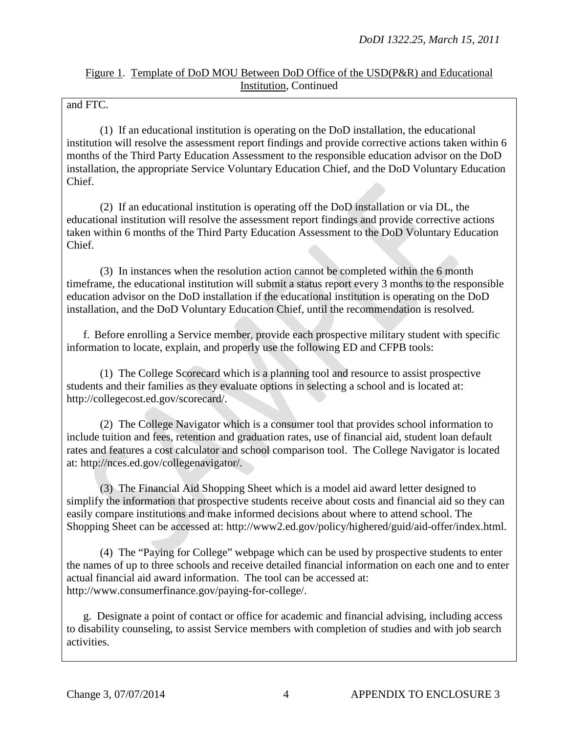Figure 1. Template of DoD MOU Between DoD Office of the USD(P&R) and Educational Institution, Continued

and FTC.

(1) If an educational institution is operating on the DoD installation, the educational institution will resolve the assessment report findings and provide corrective actions taken within 6 months of the Third Party Education Assessment to the responsible education advisor on the DoD installation, the appropriate Service Voluntary Education Chief, and the DoD Voluntary Education Chief.

(2) If an educational institution is operating off the DoD installation or via DL, the educational institution will resolve the assessment report findings and provide corrective actions taken within 6 months of the Third Party Education Assessment to the DoD Voluntary Education Chief.

(3) In instances when the resolution action cannot be completed within the 6 month timeframe, the educational institution will submit a status report every 3 months to the responsible education advisor on the DoD installation if the educational institution is operating on the DoD installation, and the DoD Voluntary Education Chief, until the recommendation is resolved.

f. Before enrolling a Service member, provide each prospective military student with specific information to locate, explain, and properly use the following ED and CFPB tools:

(1) The College Scorecard which is a planning tool and resource to assist prospective students and their families as they evaluate options in selecting a school and is located at: http://collegecost.ed.gov/scorecard/.

(2) The College Navigator which is a consumer tool that provides school information to include tuition and fees, retention and graduation rates, use of financial aid, student loan default rates and features a cost calculator and school comparison tool. The College Navigator is located at: http://nces.ed.gov/collegenavigator/.

(3) The Financial Aid Shopping Sheet which is a model aid award letter designed to simplify the information that prospective students receive about costs and financial aid so they can easily compare institutions and make informed decisions about where to attend school. The Shopping Sheet can be accessed at: http://www2.ed.gov/policy/highered/guid/aid-offer/index.html.

(4) The "Paying for College" webpage which can be used by prospective students to enter the names of up to three schools and receive detailed financial information on each one and to enter actual financial aid award information. The tool can be accessed at: http://www.consumerfinance.gov/paying-for-college/.

g. Designate a point of contact or office for academic and financial advising, including access to disability counseling, to assist Service members with completion of studies and with job search activities.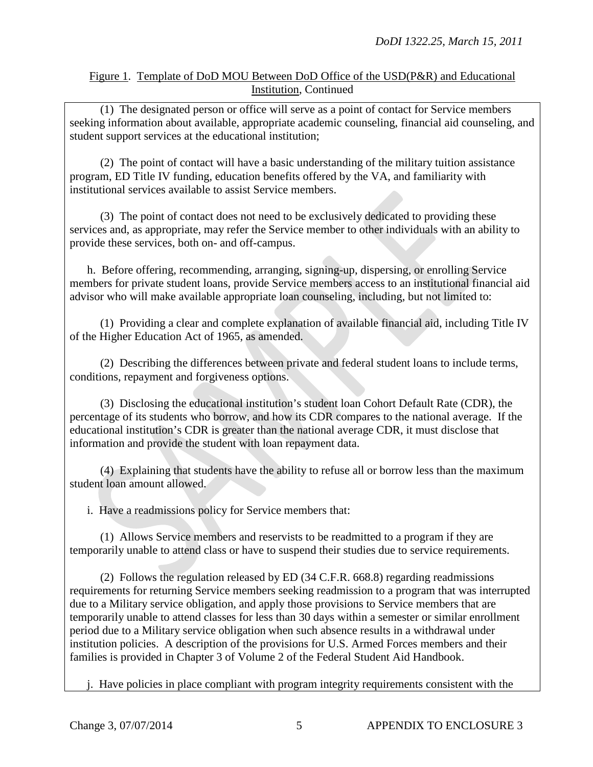Figure 1. Template of DoD MOU Between DoD Office of the USD(P&R) and Educational Institution, Continued

(1) The designated person or office will serve as a point of contact for Service members seeking information about available, appropriate academic counseling, financial aid counseling, and student support services at the educational institution;

(2) The point of contact will have a basic understanding of the military tuition assistance program, ED Title IV funding, education benefits offered by the VA, and familiarity with institutional services available to assist Service members.

(3) The point of contact does not need to be exclusively dedicated to providing these services and, as appropriate, may refer the Service member to other individuals with an ability to provide these services, both on- and off-campus.

h. Before offering, recommending, arranging, signing-up, dispersing, or enrolling Service members for private student loans, provide Service members access to an institutional financial aid advisor who will make available appropriate loan counseling, including, but not limited to:

(1) Providing a clear and complete explanation of available financial aid, including Title IV of the Higher Education Act of 1965, as amended.

(2) Describing the differences between private and federal student loans to include terms, conditions, repayment and forgiveness options.

(3) Disclosing the educational institution's student loan Cohort Default Rate (CDR), the percentage of its students who borrow, and how its CDR compares to the national average. If the educational institution's CDR is greater than the national average CDR, it must disclose that information and provide the student with loan repayment data.

(4) Explaining that students have the ability to refuse all or borrow less than the maximum student loan amount allowed.

i. Have a readmissions policy for Service members that:

(1) Allows Service members and reservists to be readmitted to a program if they are temporarily unable to attend class or have to suspend their studies due to service requirements.

(2) Follows the regulation released by ED (34 C.F.R. 668.8) regarding readmissions requirements for returning Service members seeking readmission to a program that was interrupted due to a Military service obligation, and apply those provisions to Service members that are temporarily unable to attend classes for less than 30 days within a semester or similar enrollment period due to a Military service obligation when such absence results in a withdrawal under institution policies. A description of the provisions for U.S. Armed Forces members and their families is provided in Chapter 3 of Volume 2 of the Federal Student Aid Handbook.

j. Have policies in place compliant with program integrity requirements consistent with the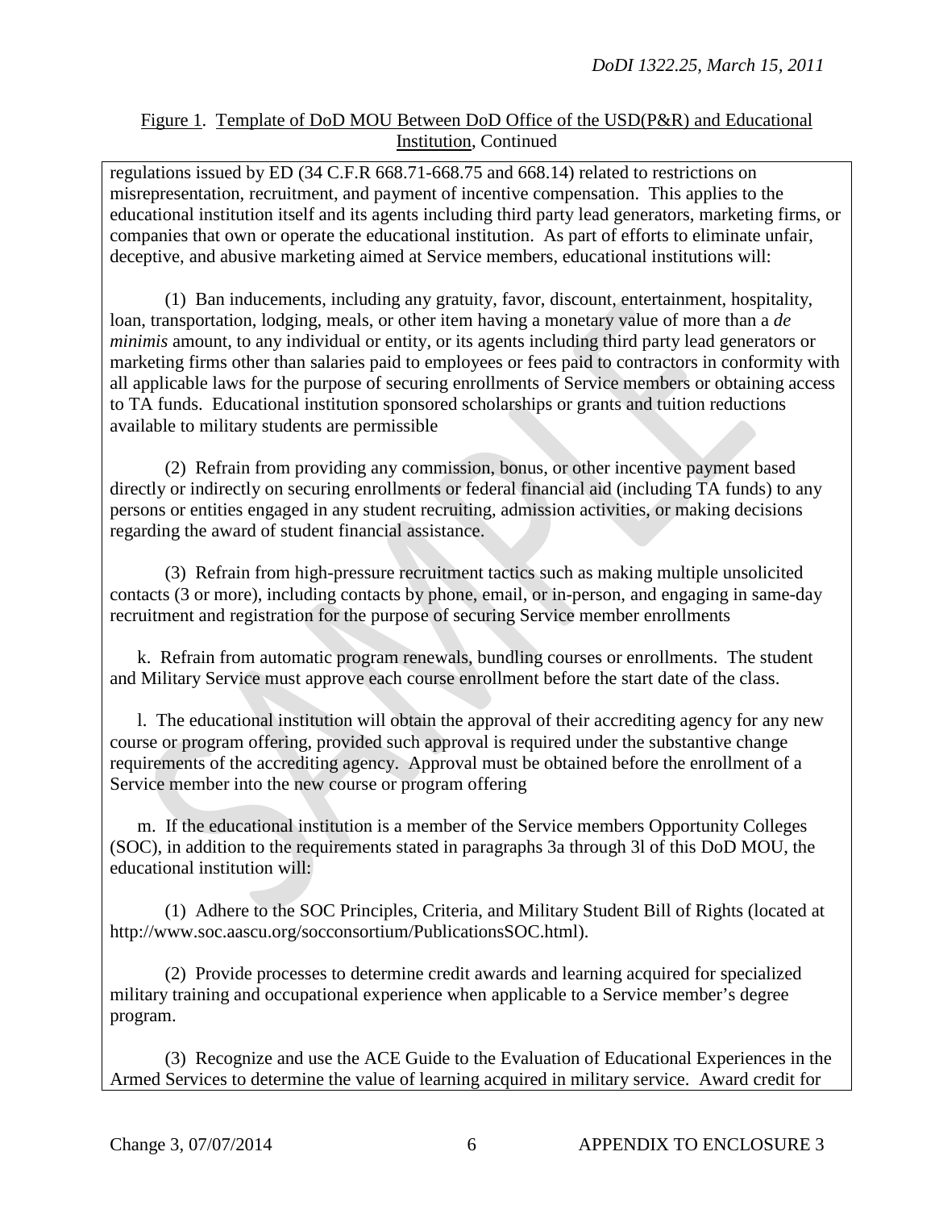Figure 1. Template of DoD MOU Between DoD Office of the USD(P&R) and Educational Institution, Continued

regulations issued by ED (34 C.F.R 668.71-668.75 and 668.14) related to restrictions on misrepresentation, recruitment, and payment of incentive compensation. This applies to the educational institution itself and its agents including third party lead generators, marketing firms, or companies that own or operate the educational institution. As part of efforts to eliminate unfair, deceptive, and abusive marketing aimed at Service members, educational institutions will:

(1) Ban inducements, including any gratuity, favor, discount, entertainment, hospitality, loan, transportation, lodging, meals, or other item having a monetary value of more than a *de minimis* amount, to any individual or entity, or its agents including third party lead generators or marketing firms other than salaries paid to employees or fees paid to contractors in conformity with all applicable laws for the purpose of securing enrollments of Service members or obtaining access to TA funds. Educational institution sponsored scholarships or grants and tuition reductions available to military students are permissible

(2) Refrain from providing any commission, bonus, or other incentive payment based directly or indirectly on securing enrollments or federal financial aid (including TA funds) to any persons or entities engaged in any student recruiting, admission activities, or making decisions regarding the award of student financial assistance.

(3) Refrain from high-pressure recruitment tactics such as making multiple unsolicited contacts (3 or more), including contacts by phone, email, or in-person, and engaging in same-day recruitment and registration for the purpose of securing Service member enrollments

k. Refrain from automatic program renewals, bundling courses or enrollments. The student and Military Service must approve each course enrollment before the start date of the class.

l. The educational institution will obtain the approval of their accrediting agency for any new course or program offering, provided such approval is required under the substantive change requirements of the accrediting agency. Approval must be obtained before the enrollment of a Service member into the new course or program offering

m. If the educational institution is a member of the Service members Opportunity Colleges (SOC), in addition to the requirements stated in paragraphs 3a through 3l of this DoD MOU, the educational institution will:

(1) Adhere to the SOC Principles, Criteria, and Military Student Bill of Rights (located at http://www.soc.aascu.org/socconsortium/PublicationsSOC.html).

(2) Provide processes to determine credit awards and learning acquired for specialized military training and occupational experience when applicable to a Service member's degree program.

(3) Recognize and use the ACE Guide to the Evaluation of Educational Experiences in the Armed Services to determine the value of learning acquired in military service. Award credit for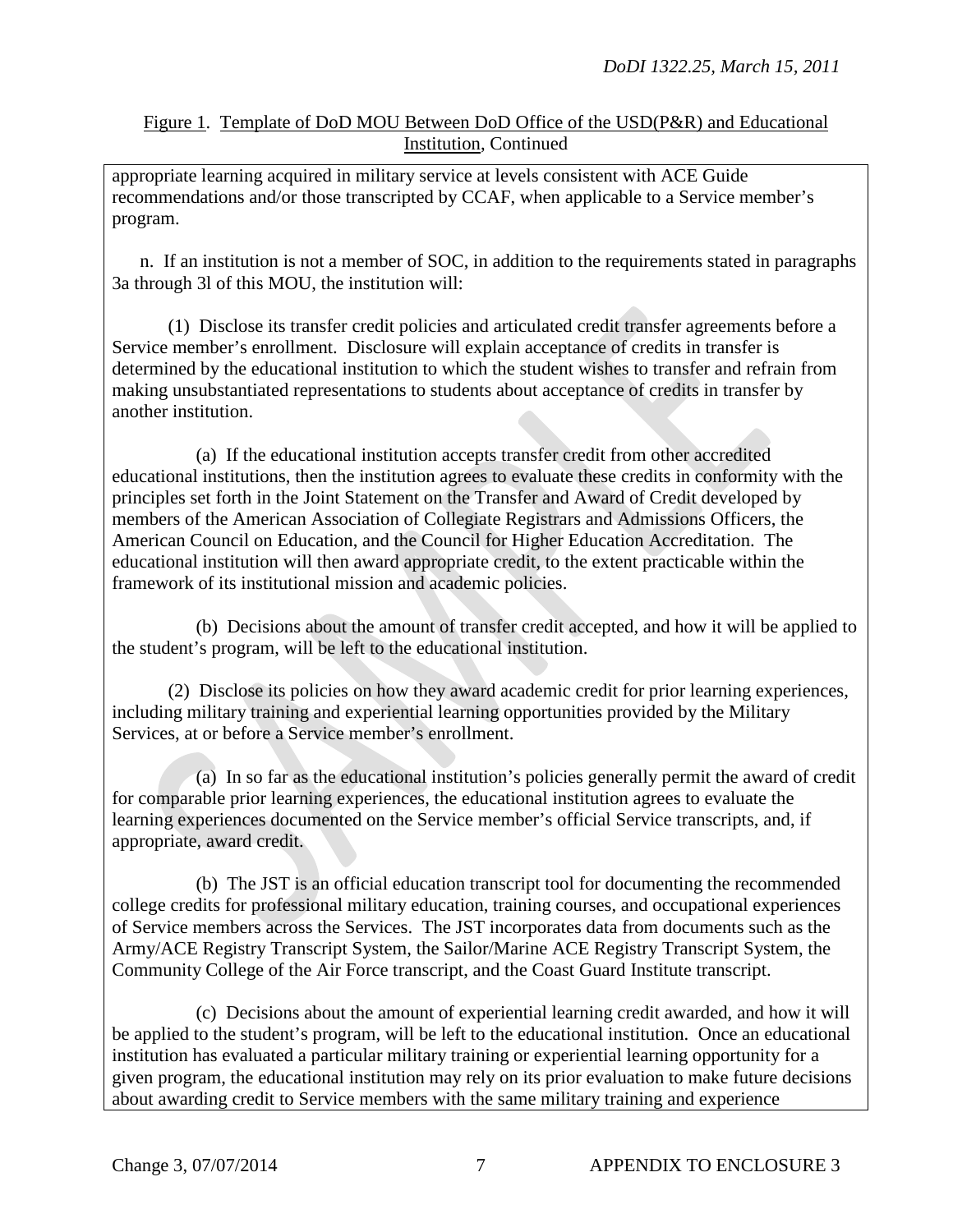Figure 1. Template of DoD MOU Between DoD Office of the USD(P&R) and Educational Institution, Continued

appropriate learning acquired in military service at levels consistent with ACE Guide recommendations and/or those transcripted by CCAF, when applicable to a Service member's program.

n. If an institution is not a member of SOC, in addition to the requirements stated in paragraphs 3a through 3l of this MOU, the institution will:

(1) Disclose its transfer credit policies and articulated credit transfer agreements before a Service member's enrollment. Disclosure will explain acceptance of credits in transfer is determined by the educational institution to which the student wishes to transfer and refrain from making unsubstantiated representations to students about acceptance of credits in transfer by another institution.

(a) If the educational institution accepts transfer credit from other accredited educational institutions, then the institution agrees to evaluate these credits in conformity with the principles set forth in the Joint Statement on the Transfer and Award of Credit developed by members of the American Association of Collegiate Registrars and Admissions Officers, the American Council on Education, and the Council for Higher Education Accreditation. The educational institution will then award appropriate credit, to the extent practicable within the framework of its institutional mission and academic policies.

(b) Decisions about the amount of transfer credit accepted, and how it will be applied to the student's program, will be left to the educational institution.

(2) Disclose its policies on how they award academic credit for prior learning experiences, including military training and experiential learning opportunities provided by the Military Services, at or before a Service member's enrollment.

(a) In so far as the educational institution's policies generally permit the award of credit for comparable prior learning experiences, the educational institution agrees to evaluate the learning experiences documented on the Service member's official Service transcripts, and, if appropriate, award credit.

(b) The JST is an official education transcript tool for documenting the recommended college credits for professional military education, training courses, and occupational experiences of Service members across the Services. The JST incorporates data from documents such as the Army/ACE Registry Transcript System, the Sailor/Marine ACE Registry Transcript System, the Community College of the Air Force transcript, and the Coast Guard Institute transcript.

(c) Decisions about the amount of experiential learning credit awarded, and how it will be applied to the student's program, will be left to the educational institution. Once an educational institution has evaluated a particular military training or experiential learning opportunity for a given program, the educational institution may rely on its prior evaluation to make future decisions about awarding credit to Service members with the same military training and experience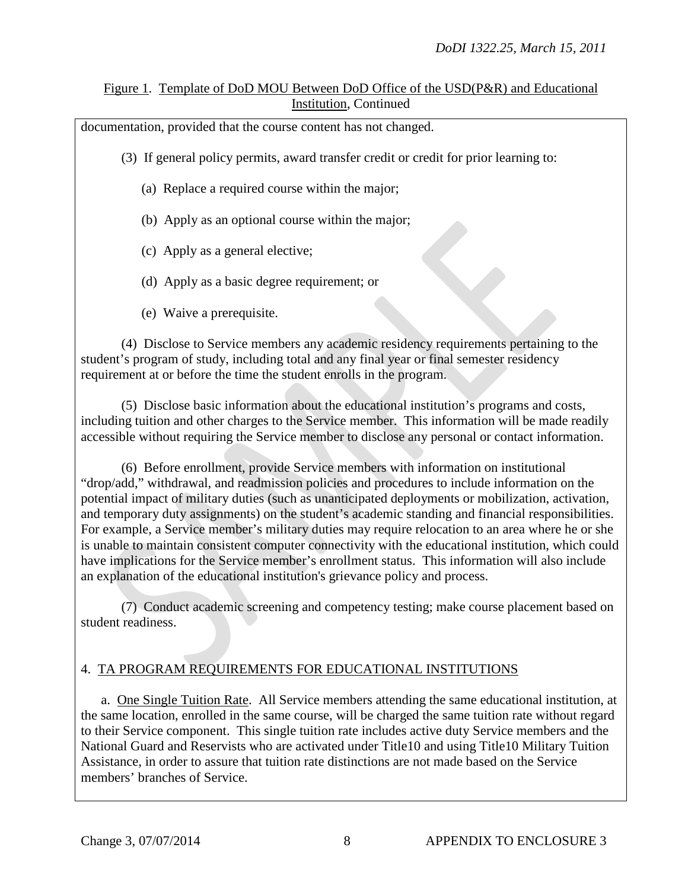Figure 1. Template of DoD MOU Between DoD Office of the USD(P&R) and Educational Institution, Continued

documentation, provided that the course content has not changed.

(3) If general policy permits, award transfer credit or credit for prior learning to:

(a) Replace a required course within the major;

(b) Apply as an optional course within the major;

(c) Apply as a general elective;

(d) Apply as a basic degree requirement; or

(e) Waive a prerequisite.

(4) Disclose to Service members any academic residency requirements pertaining to the student's program of study, including total and any final year or final semester residency requirement at or before the time the student enrolls in the program.

(5) Disclose basic information about the educational institution's programs and costs, including tuition and other charges to the Service member. This information will be made readily accessible without requiring the Service member to disclose any personal or contact information.

(6) Before enrollment, provide Service members with information on institutional "drop/add," withdrawal, and readmission policies and procedures to include information on the potential impact of military duties (such as unanticipated deployments or mobilization, activation, and temporary duty assignments) on the student's academic standing and financial responsibilities. For example, a Service member's military duties may require relocation to an area where he or she is unable to maintain consistent computer connectivity with the educational institution, which could have implications for the Service member's enrollment status. This information will also include an explanation of the educational institution's grievance policy and process.

(7) Conduct academic screening and competency testing; make course placement based on student readiness.

## 4. TA PROGRAM REQUIREMENTS FOR EDUCATIONAL INSTITUTIONS

a. One Single Tuition Rate. All Service members attending the same educational institution, at the same location, enrolled in the same course, will be charged the same tuition rate without regard to their Service component. This single tuition rate includes active duty Service members and the National Guard and Reservists who are activated under Title10 and using Title10 Military Tuition Assistance, in order to assure that tuition rate distinctions are not made based on the Service members' branches of Service.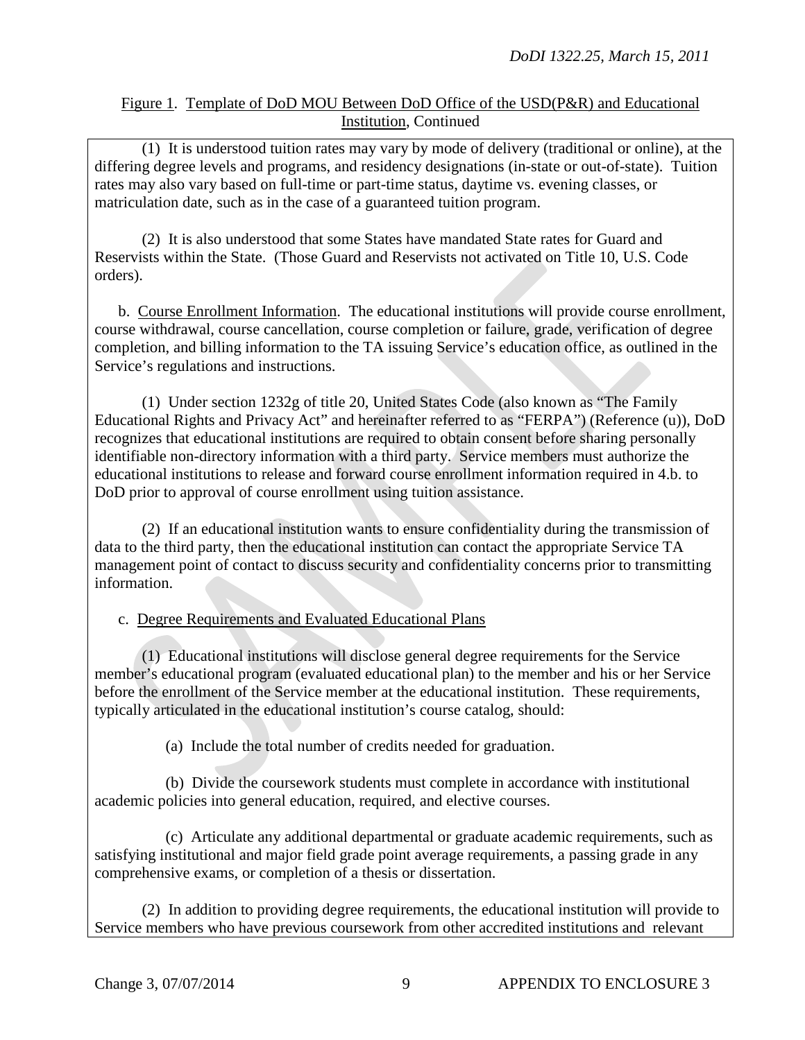Figure 1. Template of DoD MOU Between DoD Office of the USD(P&R) and Educational Institution, Continued

(1) It is understood tuition rates may vary by mode of delivery (traditional or online), at the differing degree levels and programs, and residency designations (in-state or out-of-state). Tuition rates may also vary based on full-time or part-time status, daytime vs. evening classes, or matriculation date, such as in the case of a guaranteed tuition program.

(2) It is also understood that some States have mandated State rates for Guard and Reservists within the State. (Those Guard and Reservists not activated on Title 10, U.S. Code orders).

b. Course Enrollment Information. The educational institutions will provide course enrollment, course withdrawal, course cancellation, course completion or failure, grade, verification of degree completion, and billing information to the TA issuing Service's education office, as outlined in the Service's regulations and instructions.

(1) Under section 1232g of title 20, United States Code (also known as "The Family Educational Rights and Privacy Act" and hereinafter referred to as "FERPA") (Reference (u)), DoD recognizes that educational institutions are required to obtain consent before sharing personally identifiable non-directory information with a third party. Service members must authorize the educational institutions to release and forward course enrollment information required in 4.b. to DoD prior to approval of course enrollment using tuition assistance.

(2) If an educational institution wants to ensure confidentiality during the transmission of data to the third party, then the educational institution can contact the appropriate Service TA management point of contact to discuss security and confidentiality concerns prior to transmitting information.

c. Degree Requirements and Evaluated Educational Plans

(1) Educational institutions will disclose general degree requirements for the Service member's educational program (evaluated educational plan) to the member and his or her Service before the enrollment of the Service member at the educational institution. These requirements, typically articulated in the educational institution's course catalog, should:

(a) Include the total number of credits needed for graduation.

(b) Divide the coursework students must complete in accordance with institutional academic policies into general education, required, and elective courses.

(c) Articulate any additional departmental or graduate academic requirements, such as satisfying institutional and major field grade point average requirements, a passing grade in any comprehensive exams, or completion of a thesis or dissertation.

(2) In addition to providing degree requirements, the educational institution will provide to Service members who have previous coursework from other accredited institutions and relevant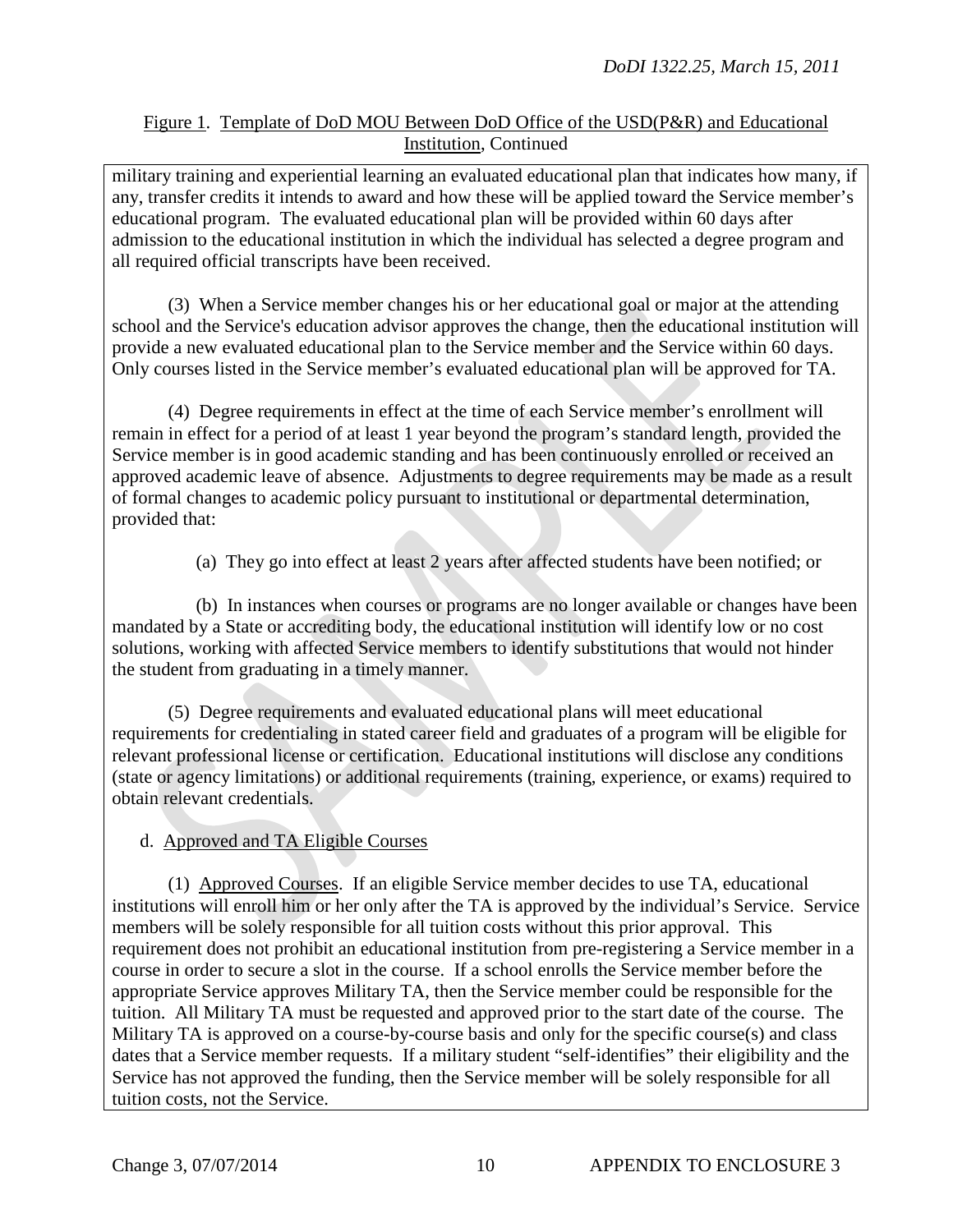Figure 1. Template of DoD MOU Between DoD Office of the USD(P&R) and Educational Institution, Continued

military training and experiential learning an evaluated educational plan that indicates how many, if any, transfer credits it intends to award and how these will be applied toward the Service member's educational program. The evaluated educational plan will be provided within 60 days after admission to the educational institution in which the individual has selected a degree program and all required official transcripts have been received.

(3) When a Service member changes his or her educational goal or major at the attending school and the Service's education advisor approves the change, then the educational institution will provide a new evaluated educational plan to the Service member and the Service within 60 days. Only courses listed in the Service member's evaluated educational plan will be approved for TA.

(4) Degree requirements in effect at the time of each Service member's enrollment will remain in effect for a period of at least 1 year beyond the program's standard length, provided the Service member is in good academic standing and has been continuously enrolled or received an approved academic leave of absence. Adjustments to degree requirements may be made as a result of formal changes to academic policy pursuant to institutional or departmental determination, provided that:

(a) They go into effect at least 2 years after affected students have been notified; or

(b) In instances when courses or programs are no longer available or changes have been mandated by a State or accrediting body, the educational institution will identify low or no cost solutions, working with affected Service members to identify substitutions that would not hinder the student from graduating in a timely manner.

(5) Degree requirements and evaluated educational plans will meet educational requirements for credentialing in stated career field and graduates of a program will be eligible for relevant professional license or certification. Educational institutions will disclose any conditions (state or agency limitations) or additional requirements (training, experience, or exams) required to obtain relevant credentials.

d. Approved and TA Eligible Courses

(1) Approved Courses. If an eligible Service member decides to use TA, educational institutions will enroll him or her only after the TA is approved by the individual's Service. Service members will be solely responsible for all tuition costs without this prior approval. This requirement does not prohibit an educational institution from pre-registering a Service member in a course in order to secure a slot in the course. If a school enrolls the Service member before the appropriate Service approves Military TA, then the Service member could be responsible for the tuition. All Military TA must be requested and approved prior to the start date of the course. The Military TA is approved on a course-by-course basis and only for the specific course(s) and class dates that a Service member requests. If a military student "self-identifies" their eligibility and the Service has not approved the funding, then the Service member will be solely responsible for all tuition costs, not the Service.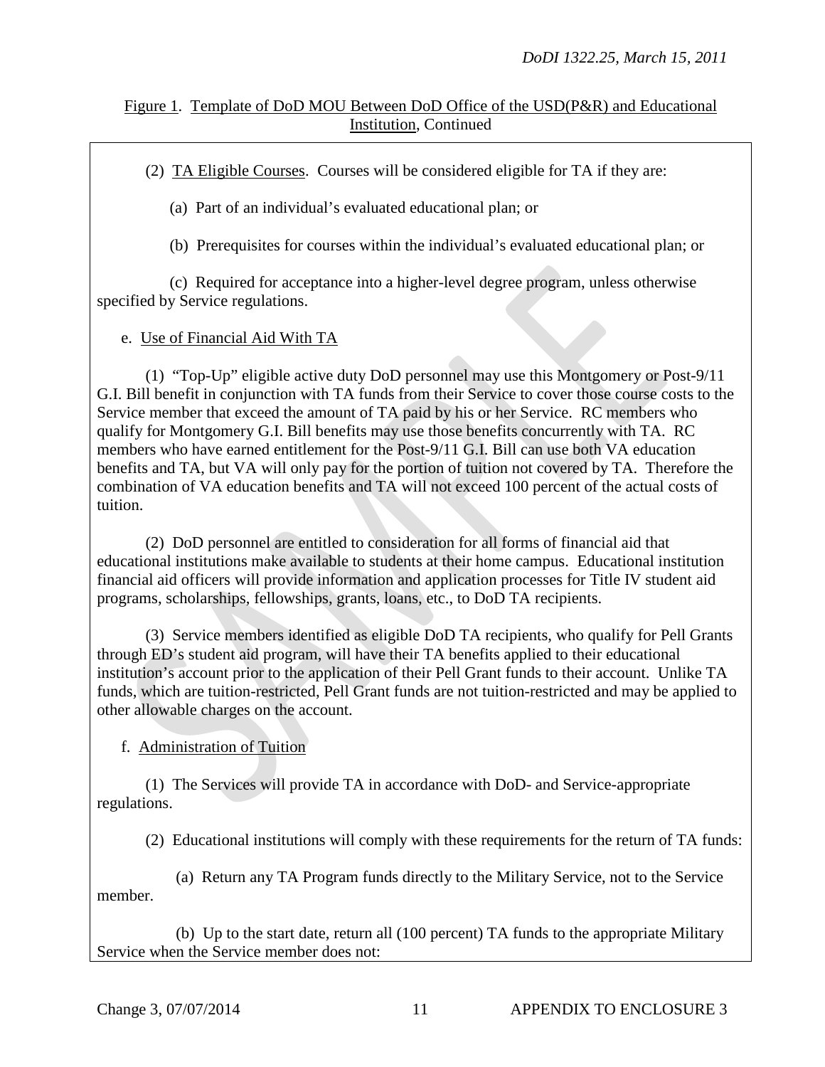Figure 1. Template of DoD MOU Between DoD Office of the USD(P&R) and Educational Institution, Continued

(2) TA Eligible Courses. Courses will be considered eligible for TA if they are:

(a) Part of an individual's evaluated educational plan; or

(b) Prerequisites for courses within the individual's evaluated educational plan; or

(c) Required for acceptance into a higher-level degree program, unless otherwise specified by Service regulations.

e. Use of Financial Aid With TA

(1) "Top-Up" eligible active duty DoD personnel may use this Montgomery or Post-9/11 G.I. Bill benefit in conjunction with TA funds from their Service to cover those course costs to the Service member that exceed the amount of TA paid by his or her Service. RC members who qualify for Montgomery G.I. Bill benefits may use those benefits concurrently with TA. RC members who have earned entitlement for the Post-9/11 G.I. Bill can use both VA education benefits and TA, but VA will only pay for the portion of tuition not covered by TA. Therefore the combination of VA education benefits and TA will not exceed 100 percent of the actual costs of tuition.

(2) DoD personnel are entitled to consideration for all forms of financial aid that educational institutions make available to students at their home campus. Educational institution financial aid officers will provide information and application processes for Title IV student aid programs, scholarships, fellowships, grants, loans, etc., to DoD TA recipients.

(3) Service members identified as eligible DoD TA recipients, who qualify for Pell Grants through ED's student aid program, will have their TA benefits applied to their educational institution's account prior to the application of their Pell Grant funds to their account. Unlike TA funds, which are tuition-restricted, Pell Grant funds are not tuition-restricted and may be applied to other allowable charges on the account.

f. Administration of Tuition

(1) The Services will provide TA in accordance with DoD- and Service-appropriate regulations.

(2) Educational institutions will comply with these requirements for the return of TA funds:

(a) Return any TA Program funds directly to the Military Service, not to the Service member.

(b) Up to the start date, return all (100 percent) TA funds to the appropriate Military Service when the Service member does not: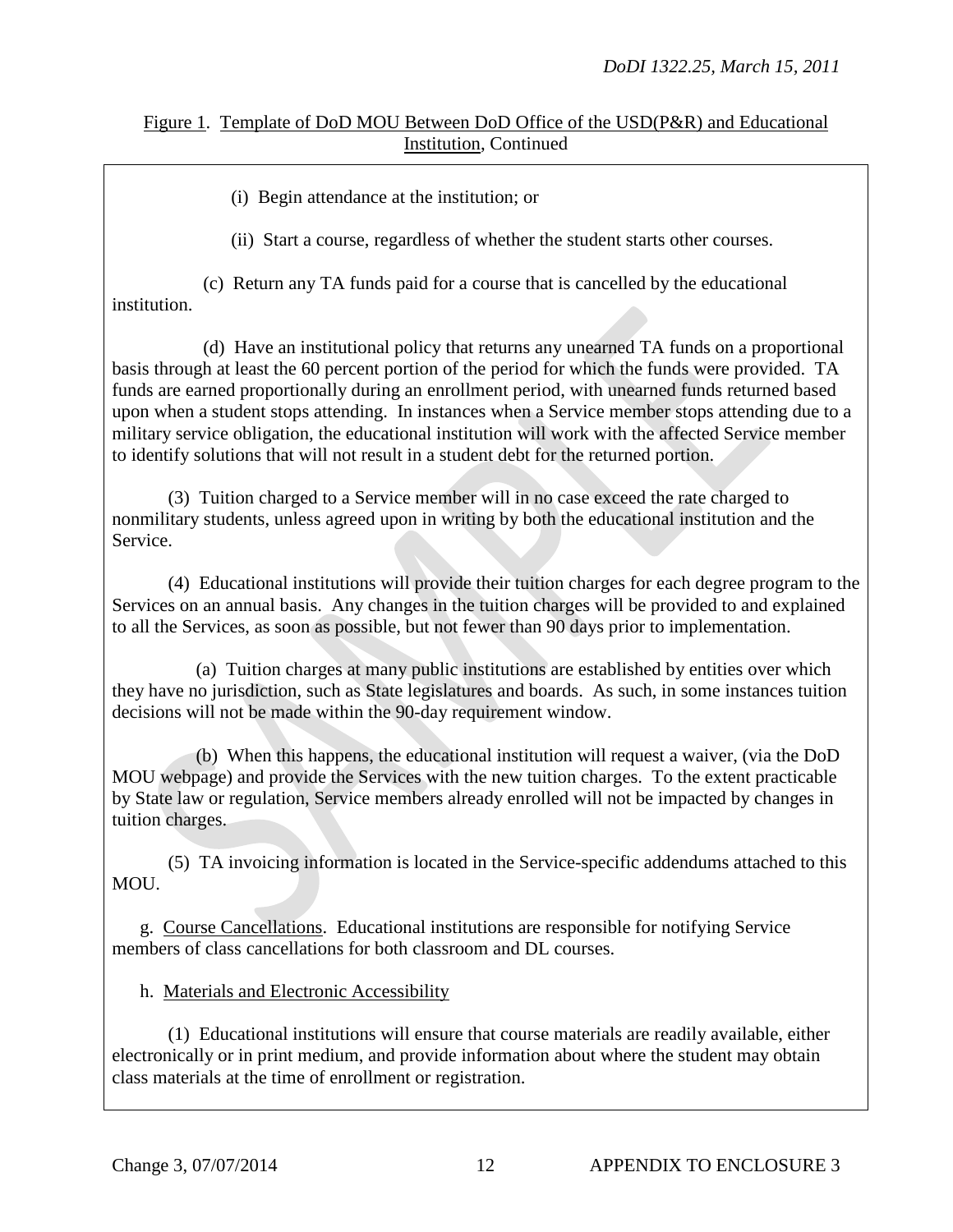Figure 1. Template of DoD MOU Between DoD Office of the USD(P&R) and Educational Institution, Continued

(i) Begin attendance at the institution; or

(ii) Start a course, regardless of whether the student starts other courses.

(c) Return any TA funds paid for a course that is cancelled by the educational institution.

(d) Have an institutional policy that returns any unearned TA funds on a proportional basis through at least the 60 percent portion of the period for which the funds were provided. TA funds are earned proportionally during an enrollment period, with unearned funds returned based upon when a student stops attending. In instances when a Service member stops attending due to a military service obligation, the educational institution will work with the affected Service member to identify solutions that will not result in a student debt for the returned portion.

(3) Tuition charged to a Service member will in no case exceed the rate charged to nonmilitary students, unless agreed upon in writing by both the educational institution and the Service.

(4) Educational institutions will provide their tuition charges for each degree program to the Services on an annual basis. Any changes in the tuition charges will be provided to and explained to all the Services, as soon as possible, but not fewer than 90 days prior to implementation.

(a) Tuition charges at many public institutions are established by entities over which they have no jurisdiction, such as State legislatures and boards. As such, in some instances tuition decisions will not be made within the 90-day requirement window.

(b) When this happens, the educational institution will request a waiver, (via the DoD MOU webpage) and provide the Services with the new tuition charges. To the extent practicable by State law or regulation, Service members already enrolled will not be impacted by changes in tuition charges.

(5) TA invoicing information is located in the Service-specific addendums attached to this MOU.

g. Course Cancellations. Educational institutions are responsible for notifying Service members of class cancellations for both classroom and DL courses.

h. Materials and Electronic Accessibility

(1) Educational institutions will ensure that course materials are readily available, either electronically or in print medium, and provide information about where the student may obtain class materials at the time of enrollment or registration.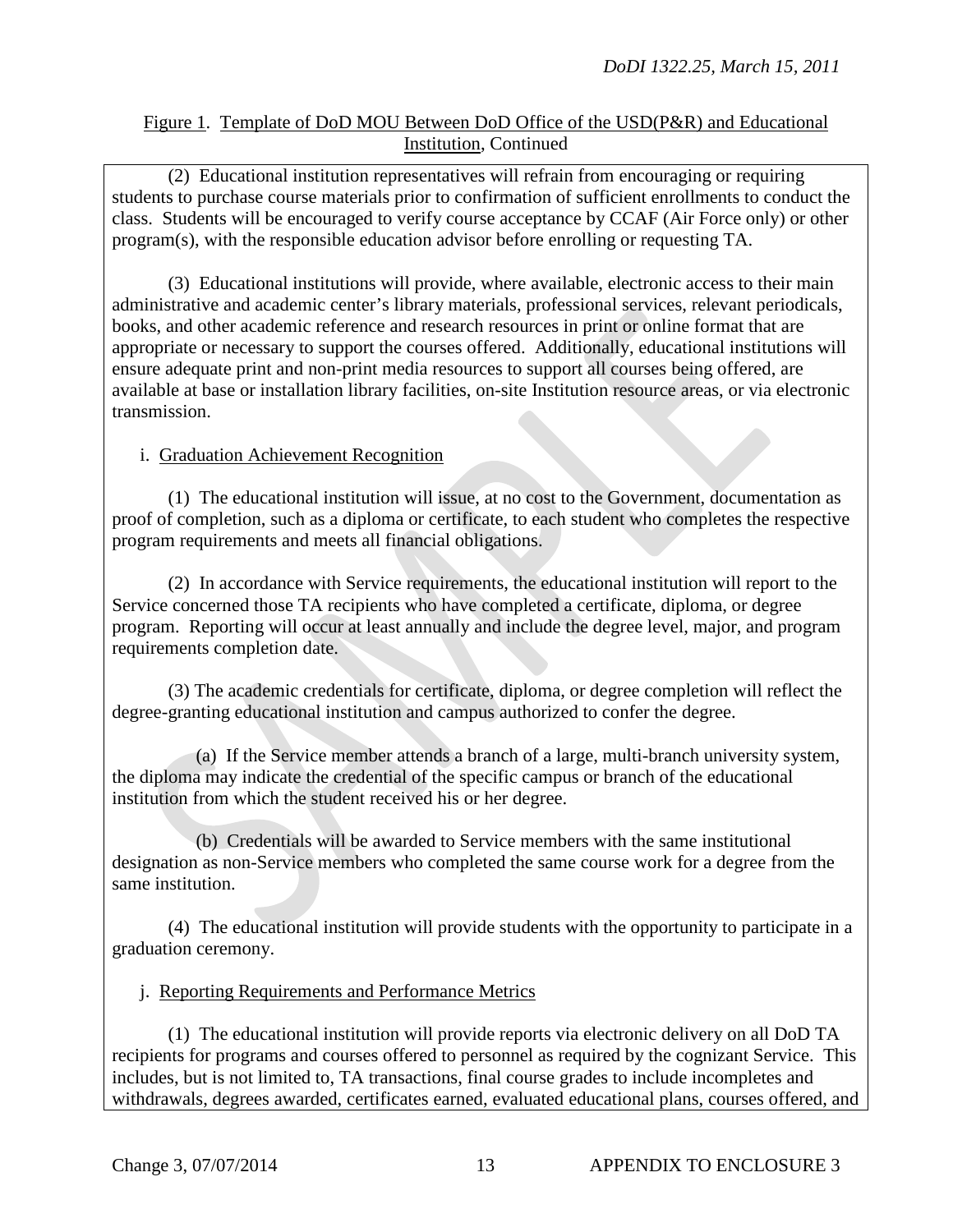Figure 1. Template of DoD MOU Between DoD Office of the USD(P&R) and Educational Institution, Continued

(2) Educational institution representatives will refrain from encouraging or requiring students to purchase course materials prior to confirmation of sufficient enrollments to conduct the class. Students will be encouraged to verify course acceptance by CCAF (Air Force only) or other program(s), with the responsible education advisor before enrolling or requesting TA.

(3) Educational institutions will provide, where available, electronic access to their main administrative and academic center's library materials, professional services, relevant periodicals, books, and other academic reference and research resources in print or online format that are appropriate or necessary to support the courses offered. Additionally, educational institutions will ensure adequate print and non-print media resources to support all courses being offered, are available at base or installation library facilities, on-site Institution resource areas, or via electronic transmission.

i. Graduation Achievement Recognition

(1) The educational institution will issue, at no cost to the Government, documentation as proof of completion, such as a diploma or certificate, to each student who completes the respective program requirements and meets all financial obligations.

(2) In accordance with Service requirements, the educational institution will report to the Service concerned those TA recipients who have completed a certificate, diploma, or degree program. Reporting will occur at least annually and include the degree level, major, and program requirements completion date.

(3) The academic credentials for certificate, diploma, or degree completion will reflect the degree-granting educational institution and campus authorized to confer the degree.

(a) If the Service member attends a branch of a large, multi-branch university system, the diploma may indicate the credential of the specific campus or branch of the educational institution from which the student received his or her degree.

(b) Credentials will be awarded to Service members with the same institutional designation as non-Service members who completed the same course work for a degree from the same institution.

(4) The educational institution will provide students with the opportunity to participate in a graduation ceremony.

j. Reporting Requirements and Performance Metrics

(1) The educational institution will provide reports via electronic delivery on all DoD TA recipients for programs and courses offered to personnel as required by the cognizant Service. This includes, but is not limited to, TA transactions, final course grades to include incompletes and withdrawals, degrees awarded, certificates earned, evaluated educational plans, courses offered, and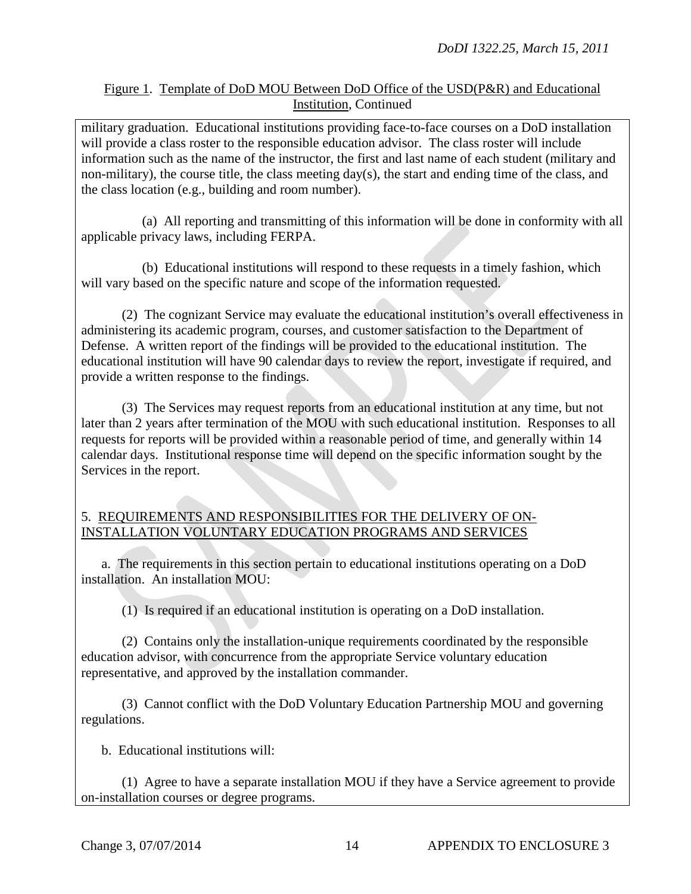Figure 1. Template of DoD MOU Between DoD Office of the USD(P&R) and Educational Institution, Continued

military graduation. Educational institutions providing face-to-face courses on a DoD installation will provide a class roster to the responsible education advisor. The class roster will include information such as the name of the instructor, the first and last name of each student (military and non-military), the course title, the class meeting day(s), the start and ending time of the class, and the class location (e.g., building and room number).

(a) All reporting and transmitting of this information will be done in conformity with all applicable privacy laws, including FERPA.

(b) Educational institutions will respond to these requests in a timely fashion, which will vary based on the specific nature and scope of the information requested.

(2) The cognizant Service may evaluate the educational institution's overall effectiveness in administering its academic program, courses, and customer satisfaction to the Department of Defense. A written report of the findings will be provided to the educational institution. The educational institution will have 90 calendar days to review the report, investigate if required, and provide a written response to the findings.

(3) The Services may request reports from an educational institution at any time, but not later than 2 years after termination of the MOU with such educational institution. Responses to all requests for reports will be provided within a reasonable period of time, and generally within 14 calendar days. Institutional response time will depend on the specific information sought by the Services in the report.

5. REQUIREMENTS AND RESPONSIBILITIES FOR THE DELIVERY OF ON-INSTALLATION VOLUNTARY EDUCATION PROGRAMS AND SERVICES

a. The requirements in this section pertain to educational institutions operating on a DoD installation. An installation MOU:

(1) Is required if an educational institution is operating on a DoD installation.

(2) Contains only the installation-unique requirements coordinated by the responsible education advisor, with concurrence from the appropriate Service voluntary education representative, and approved by the installation commander.

(3) Cannot conflict with the DoD Voluntary Education Partnership MOU and governing regulations.

b. Educational institutions will:

(1) Agree to have a separate installation MOU if they have a Service agreement to provide on-installation courses or degree programs.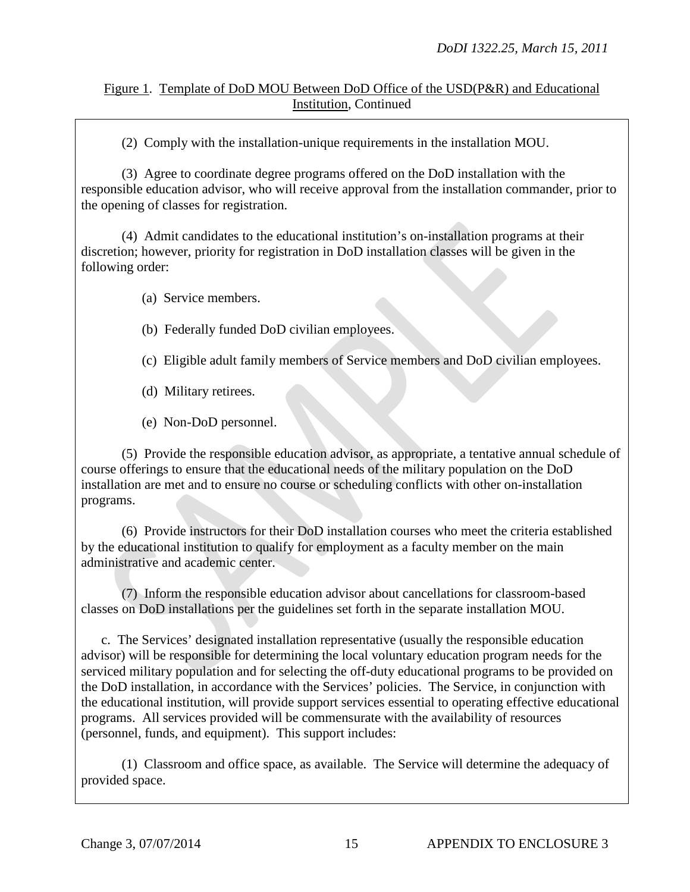Figure 1. Template of DoD MOU Between DoD Office of the USD(P&R) and Educational Institution, Continued

(2) Comply with the installation-unique requirements in the installation MOU.

(3) Agree to coordinate degree programs offered on the DoD installation with the responsible education advisor, who will receive approval from the installation commander, prior to the opening of classes for registration.

(4) Admit candidates to the educational institution's on-installation programs at their discretion; however, priority for registration in DoD installation classes will be given in the following order:

(a) Service members.

(b) Federally funded DoD civilian employees.

(c) Eligible adult family members of Service members and DoD civilian employees.

(d) Military retirees.

(e) Non-DoD personnel.

(5) Provide the responsible education advisor, as appropriate, a tentative annual schedule of course offerings to ensure that the educational needs of the military population on the DoD installation are met and to ensure no course or scheduling conflicts with other on-installation programs.

(6) Provide instructors for their DoD installation courses who meet the criteria established by the educational institution to qualify for employment as a faculty member on the main administrative and academic center.

(7) Inform the responsible education advisor about cancellations for classroom-based classes on DoD installations per the guidelines set forth in the separate installation MOU.

c. The Services' designated installation representative (usually the responsible education advisor) will be responsible for determining the local voluntary education program needs for the serviced military population and for selecting the off-duty educational programs to be provided on the DoD installation, in accordance with the Services' policies. The Service, in conjunction with the educational institution, will provide support services essential to operating effective educational programs. All services provided will be commensurate with the availability of resources (personnel, funds, and equipment). This support includes:

(1) Classroom and office space, as available. The Service will determine the adequacy of provided space.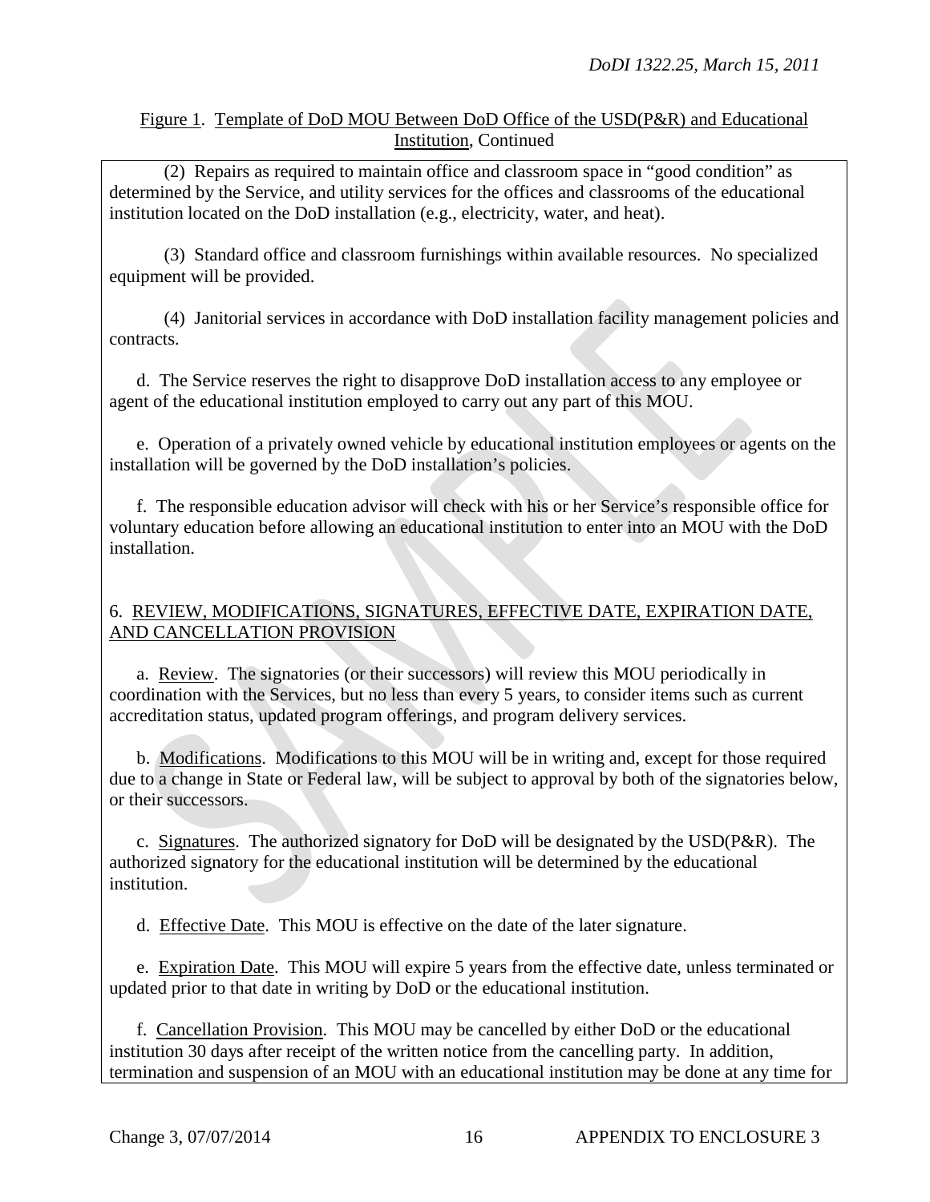Figure 1. Template of DoD MOU Between DoD Office of the USD(P&R) and Educational Institution, Continued

(2) Repairs as required to maintain office and classroom space in "good condition" as determined by the Service, and utility services for the offices and classrooms of the educational institution located on the DoD installation (e.g., electricity, water, and heat).

(3) Standard office and classroom furnishings within available resources. No specialized equipment will be provided.

(4) Janitorial services in accordance with DoD installation facility management policies and contracts.

d. The Service reserves the right to disapprove DoD installation access to any employee or agent of the educational institution employed to carry out any part of this MOU.

e. Operation of a privately owned vehicle by educational institution employees or agents on the installation will be governed by the DoD installation's policies.

f. The responsible education advisor will check with his or her Service's responsible office for voluntary education before allowing an educational institution to enter into an MOU with the DoD installation.

6. REVIEW, MODIFICATIONS, SIGNATURES, EFFECTIVE DATE, EXPIRATION DATE, AND CANCELLATION PROVISION

a. Review. The signatories (or their successors) will review this MOU periodically in coordination with the Services, but no less than every 5 years, to consider items such as current accreditation status, updated program offerings, and program delivery services.

b. Modifications. Modifications to this MOU will be in writing and, except for those required due to a change in State or Federal law, will be subject to approval by both of the signatories below, or their successors.

c. Signatures. The authorized signatory for DoD will be designated by the USD(P&R). The authorized signatory for the educational institution will be determined by the educational institution.

d. Effective Date. This MOU is effective on the date of the later signature.

e. Expiration Date. This MOU will expire 5 years from the effective date, unless terminated or updated prior to that date in writing by DoD or the educational institution.

f. Cancellation Provision. This MOU may be cancelled by either DoD or the educational institution 30 days after receipt of the written notice from the cancelling party. In addition, termination and suspension of an MOU with an educational institution may be done at any time for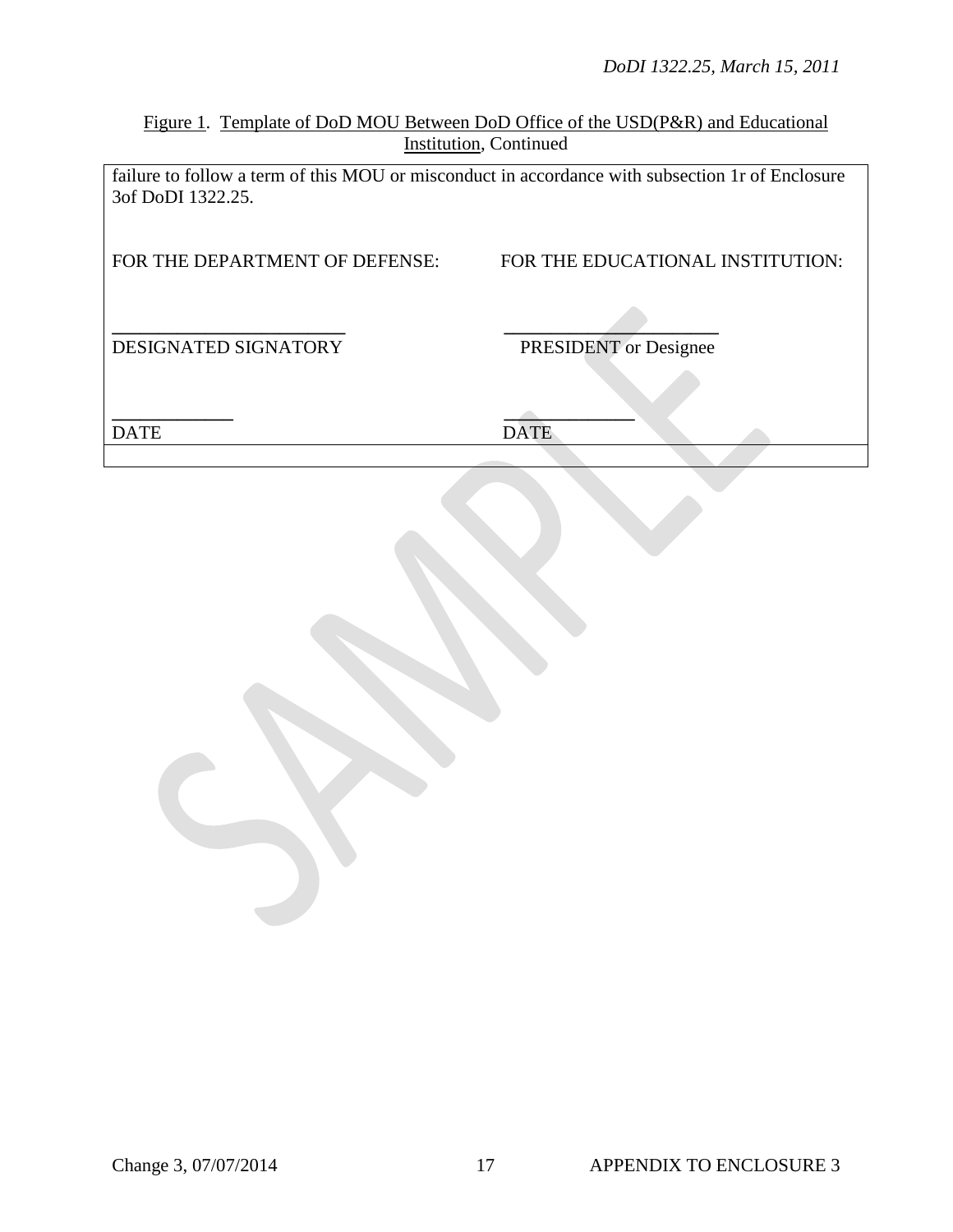Figure 1. Template of DoD MOU Between DoD Office of the USD(P&R) and Educational Institution, Continued

failure to follow a term of this MOU or misconduct in accordance with subsection 1r of Enclosure 3of DoDI 1322.25.

| FOR THE DEPARTMENT OF DEFENSE: | FOR THE EDUCATIONAL INSTITUTION: |
|---|---|
| ________________________ | ______________________ |
| DESIGNATED SIGNATORY | PRESIDENT or Designee |
| ____________ | _____________ |
| DATE | DATE |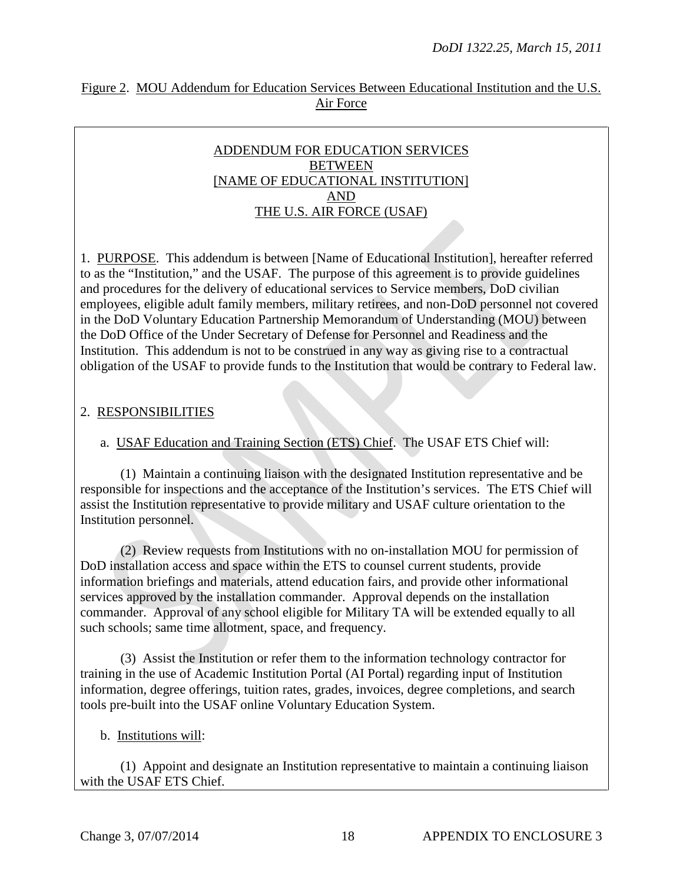Figure 2. MOU Addendum for Education Services Between Educational Institution and the U.S. Air Force

ADDENDUM FOR EDUCATION SERVICES
BETWEEN
[NAME OF EDUCATIONAL INSTITUTION]
AND
THE U.S. AIR FORCE (USAF)

1. PURPOSE. This addendum is between [Name of Educational Institution], hereafter referred to as the "Institution," and the USAF. The purpose of this agreement is to provide guidelines and procedures for the delivery of educational services to Service members, DoD civilian employees, eligible adult family members, military retirees, and non-DoD personnel not covered in the DoD Voluntary Education Partnership Memorandum of Understanding (MOU) between the DoD Office of the Under Secretary of Defense for Personnel and Readiness and the Institution. This addendum is not to be construed in any way as giving rise to a contractual obligation of the USAF to provide funds to the Institution that would be contrary to Federal law.

2. RESPONSIBILITIES

a. USAF Education and Training Section (ETS) Chief. The USAF ETS Chief will:

(1) Maintain a continuing liaison with the designated Institution representative and be responsible for inspections and the acceptance of the Institution's services. The ETS Chief will assist the Institution representative to provide military and USAF culture orientation to the Institution personnel.

(2) Review requests from Institutions with no on-installation MOU for permission of DoD installation access and space within the ETS to counsel current students, provide information briefings and materials, attend education fairs, and provide other informational services approved by the installation commander. Approval depends on the installation commander. Approval of any school eligible for Military TA will be extended equally to all such schools; same time allotment, space, and frequency.

(3) Assist the Institution or refer them to the information technology contractor for training in the use of Academic Institution Portal (AI Portal) regarding input of Institution information, degree offerings, tuition rates, grades, invoices, degree completions, and search tools pre-built into the USAF online Voluntary Education System.

b. Institutions will:

(1) Appoint and designate an Institution representative to maintain a continuing liaison with the USAF ETS Chief.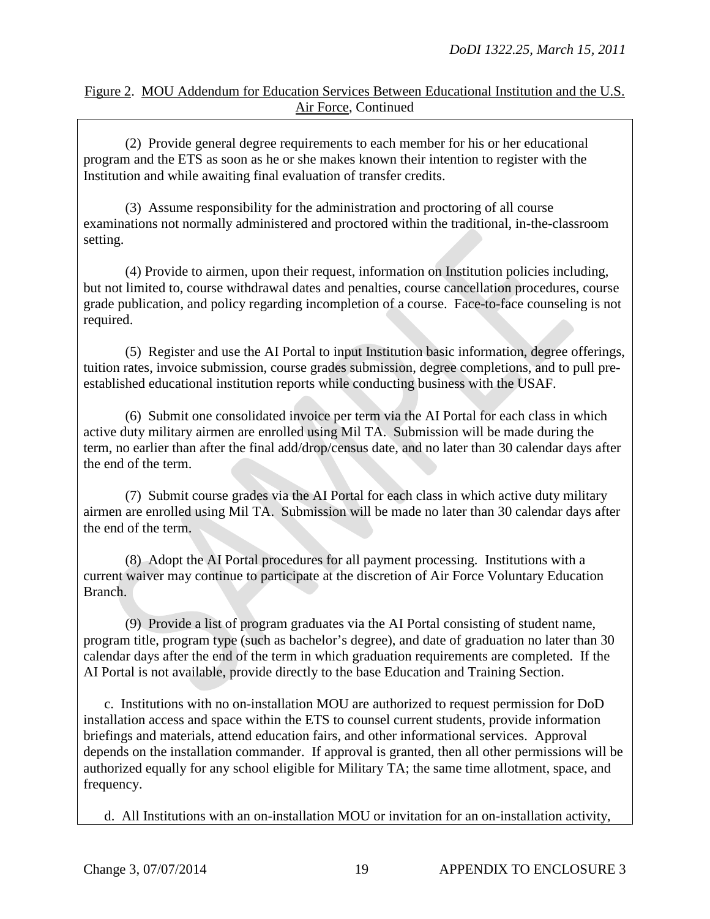Figure 2. MOU Addendum for Education Services Between Educational Institution and the U.S. Air Force, Continued

(2) Provide general degree requirements to each member for his or her educational program and the ETS as soon as he or she makes known their intention to register with the Institution and while awaiting final evaluation of transfer credits.

(3) Assume responsibility for the administration and proctoring of all course examinations not normally administered and proctored within the traditional, in-the-classroom setting.

(4) Provide to airmen, upon their request, information on Institution policies including, but not limited to, course withdrawal dates and penalties, course cancellation procedures, course grade publication, and policy regarding incompletion of a course. Face-to-face counseling is not required.

(5) Register and use the AI Portal to input Institution basic information, degree offerings, tuition rates, invoice submission, course grades submission, degree completions, and to pull pre-established educational institution reports while conducting business with the USAF.

(6) Submit one consolidated invoice per term via the AI Portal for each class in which active duty military airmen are enrolled using Mil TA. Submission will be made during the term, no earlier than after the final add/drop/census date, and no later than 30 calendar days after the end of the term.

(7) Submit course grades via the AI Portal for each class in which active duty military airmen are enrolled using Mil TA. Submission will be made no later than 30 calendar days after the end of the term.

(8) Adopt the AI Portal procedures for all payment processing. Institutions with a current waiver may continue to participate at the discretion of Air Force Voluntary Education Branch.

(9) Provide a list of program graduates via the AI Portal consisting of student name, program title, program type (such as bachelor's degree), and date of graduation no later than 30 calendar days after the end of the term in which graduation requirements are completed. If the AI Portal is not available, provide directly to the base Education and Training Section.

c. Institutions with no on-installation MOU are authorized to request permission for DoD installation access and space within the ETS to counsel current students, provide information briefings and materials, attend education fairs, and other informational services. Approval depends on the installation commander. If approval is granted, then all other permissions will be authorized equally for any school eligible for Military TA; the same time allotment, space, and frequency.

d. All Institutions with an on-installation MOU or invitation for an on-installation activity,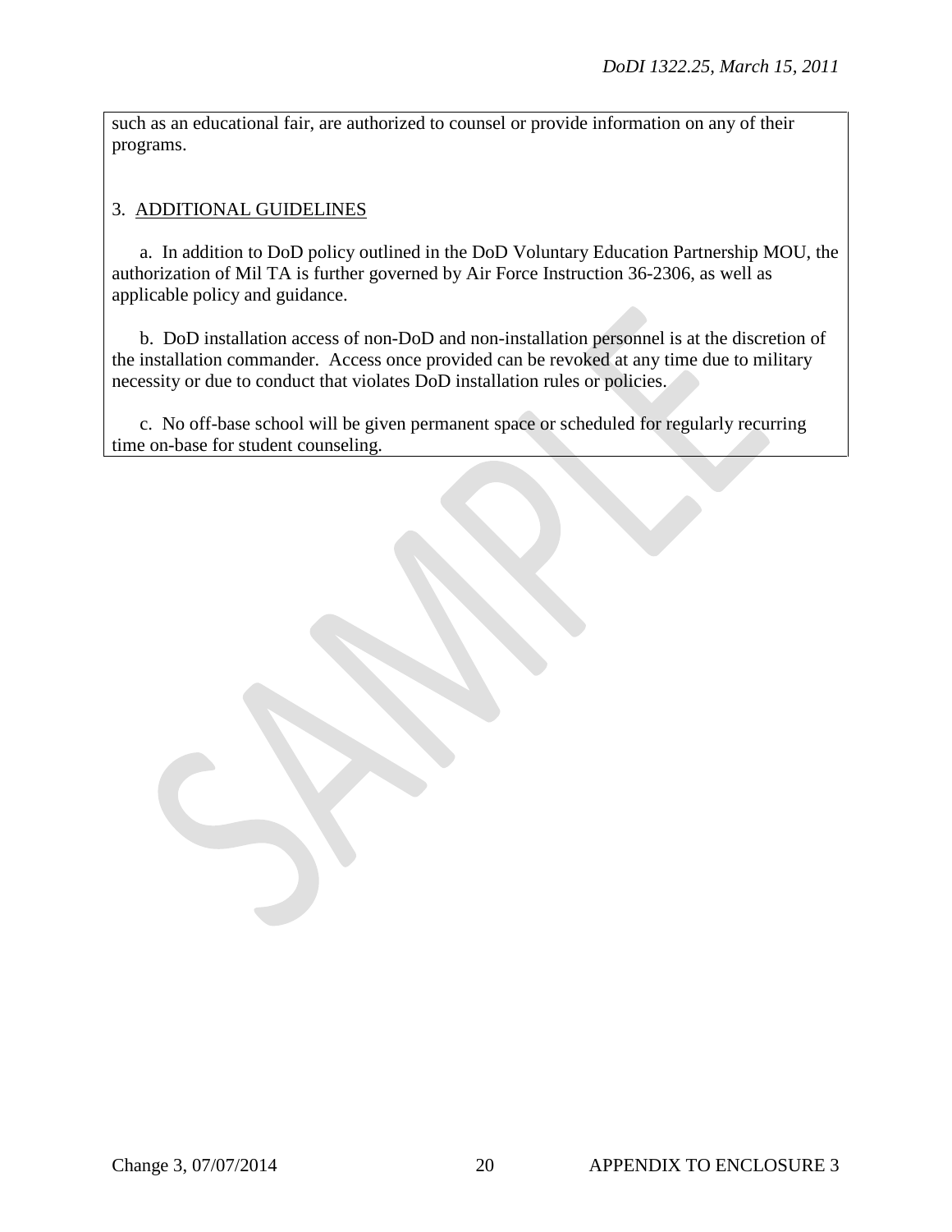such as an educational fair, are authorized to counsel or provide information on any of their programs.

3. ADDITIONAL GUIDELINES

a. In addition to DoD policy outlined in the DoD Voluntary Education Partnership MOU, the authorization of Mil TA is further governed by Air Force Instruction 36-2306, as well as applicable policy and guidance.

b. DoD installation access of non-DoD and non-installation personnel is at the discretion of the installation commander. Access once provided can be revoked at any time due to military necessity or due to conduct that violates DoD installation rules or policies.

c. No off-base school will be given permanent space or scheduled for regularly recurring time on-base for student counseling.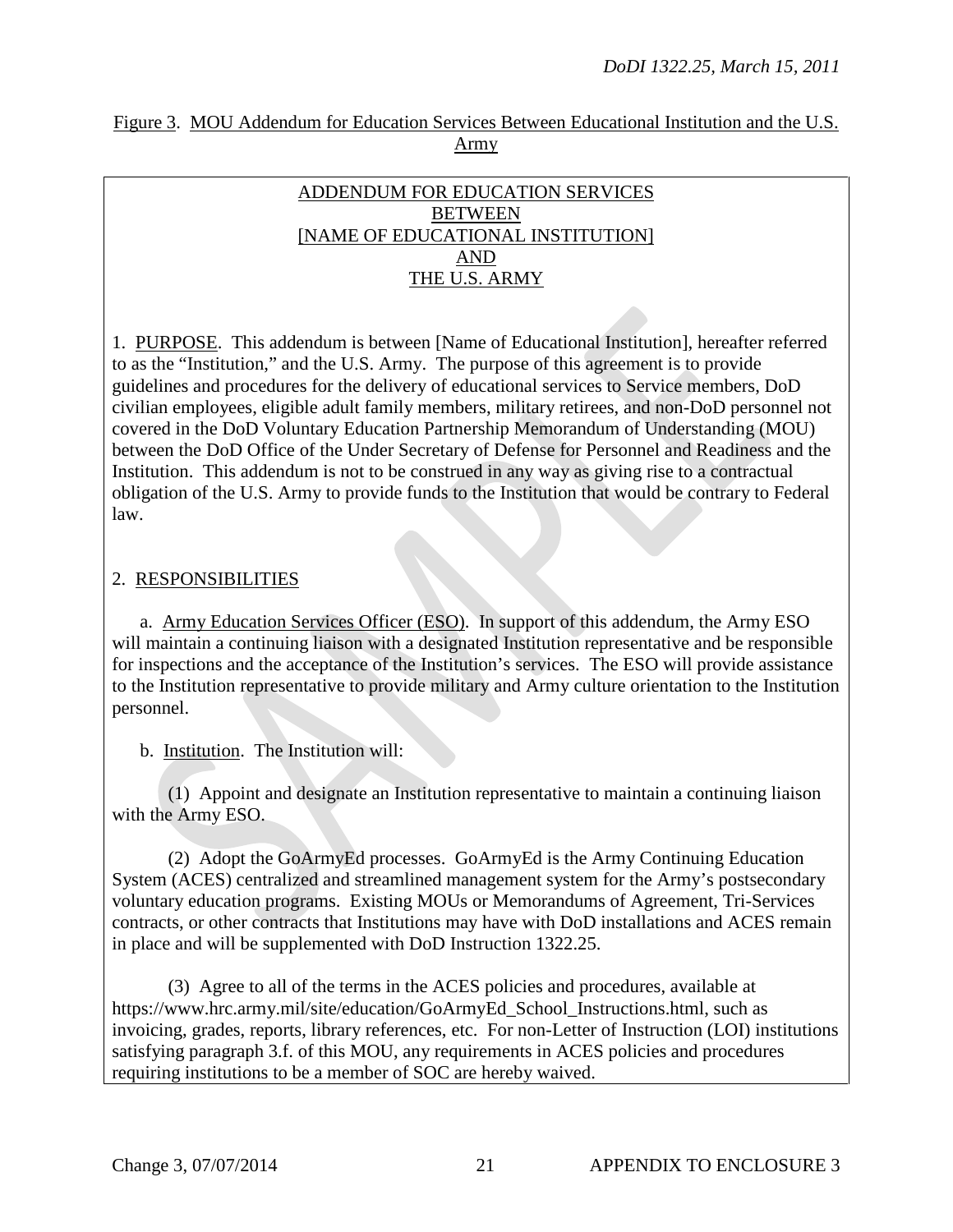Figure 3. MOU Addendum for Education Services Between Educational Institution and the U.S. Army

ADDENDUM FOR EDUCATION SERVICES
BETWEEN
[NAME OF EDUCATIONAL INSTITUTION]
AND
THE U.S. ARMY

1. PURPOSE. This addendum is between [Name of Educational Institution], hereafter referred to as the "Institution," and the U.S. Army. The purpose of this agreement is to provide guidelines and procedures for the delivery of educational services to Service members, DoD civilian employees, eligible adult family members, military retirees, and non-DoD personnel not covered in the DoD Voluntary Education Partnership Memorandum of Understanding (MOU) between the DoD Office of the Under Secretary of Defense for Personnel and Readiness and the Institution. This addendum is not to be construed in any way as giving rise to a contractual obligation of the U.S. Army to provide funds to the Institution that would be contrary to Federal law.

2. RESPONSIBILITIES

a. Army Education Services Officer (ESO). In support of this addendum, the Army ESO will maintain a continuing liaison with a designated Institution representative and be responsible for inspections and the acceptance of the Institution's services. The ESO will provide assistance to the Institution representative to provide military and Army culture orientation to the Institution personnel.

b. Institution. The Institution will:

(1) Appoint and designate an Institution representative to maintain a continuing liaison with the Army ESO.

(2) Adopt the GoArmyEd processes. GoArmyEd is the Army Continuing Education System (ACES) centralized and streamlined management system for the Army's postsecondary voluntary education programs. Existing MOUs or Memorandums of Agreement, Tri-Services contracts, or other contracts that Institutions may have with DoD installations and ACES remain in place and will be supplemented with DoD Instruction 1322.25.

(3) Agree to all of the terms in the ACES policies and procedures, available at https://www.hrc.army.mil/site/education/GoArmyEd_School_Instructions.html, such as invoicing, grades, reports, library references, etc. For non-Letter of Instruction (LOI) institutions satisfying paragraph 3.f. of this MOU, any requirements in ACES policies and procedures requiring institutions to be a member of SOC are hereby waived.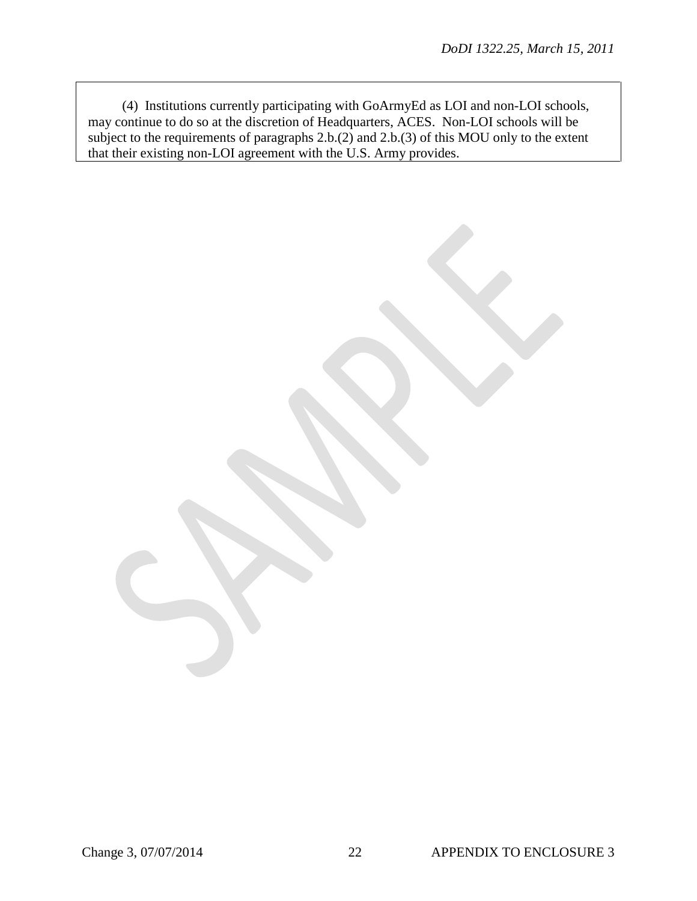(4) Institutions currently participating with GoArmyEd as LOI and non-LOI schools, may continue to do so at the discretion of Headquarters, ACES. Non-LOI schools will be subject to the requirements of paragraphs 2.b.(2) and 2.b.(3) of this MOU only to the extent that their existing non-LOI agreement with the U.S. Army provides.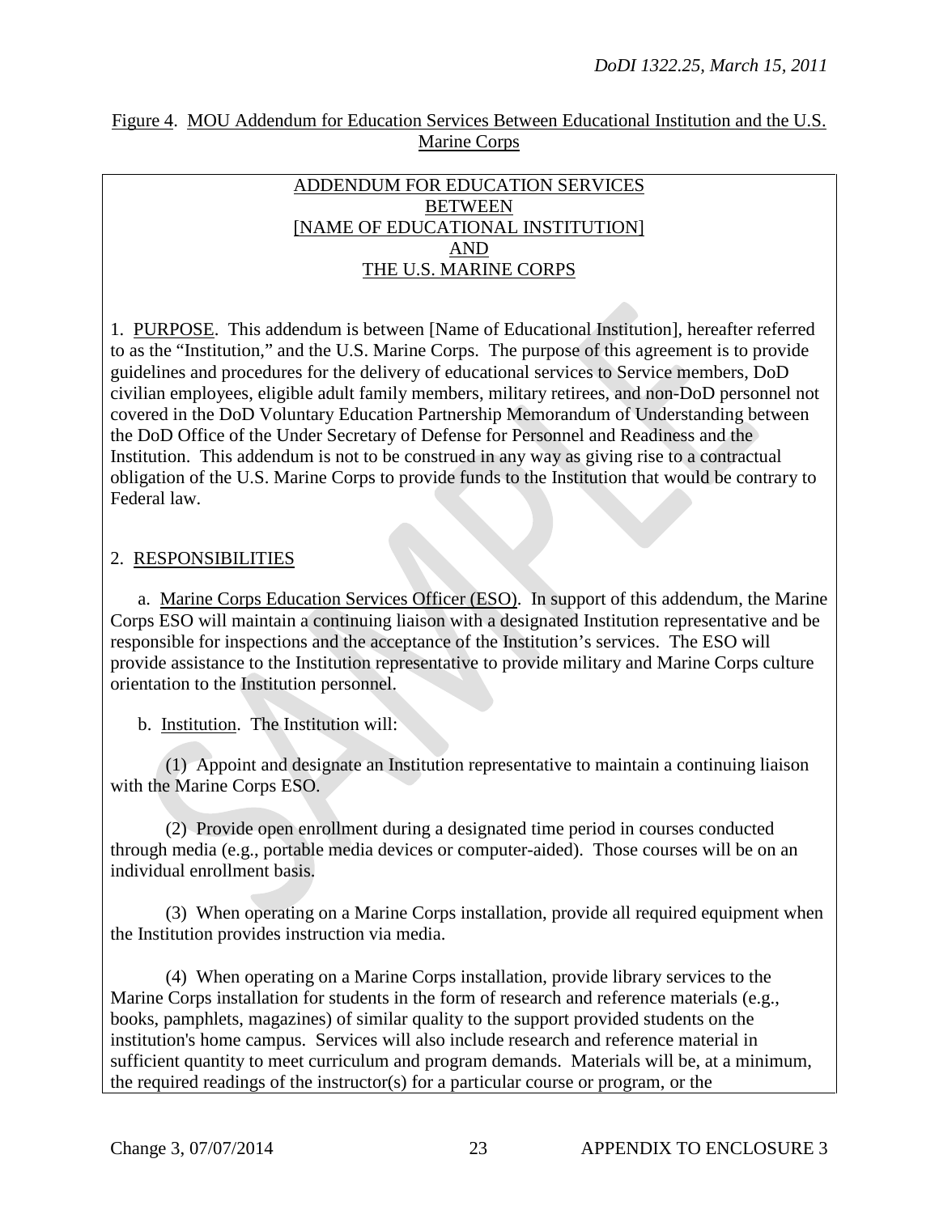Figure 4. MOU Addendum for Education Services Between Educational Institution and the U.S. Marine Corps

ADDENDUM FOR EDUCATION SERVICES
BETWEEN
[NAME OF EDUCATIONAL INSTITUTION]
AND
THE U.S. MARINE CORPS

1. PURPOSE. This addendum is between [Name of Educational Institution], hereafter referred to as the "Institution," and the U.S. Marine Corps. The purpose of this agreement is to provide guidelines and procedures for the delivery of educational services to Service members, DoD civilian employees, eligible adult family members, military retirees, and non-DoD personnel not covered in the DoD Voluntary Education Partnership Memorandum of Understanding between the DoD Office of the Under Secretary of Defense for Personnel and Readiness and the Institution. This addendum is not to be construed in any way as giving rise to a contractual obligation of the U.S. Marine Corps to provide funds to the Institution that would be contrary to Federal law.

2. RESPONSIBILITIES

a. Marine Corps Education Services Officer (ESO). In support of this addendum, the Marine Corps ESO will maintain a continuing liaison with a designated Institution representative and be responsible for inspections and the acceptance of the Institution's services. The ESO will provide assistance to the Institution representative to provide military and Marine Corps culture orientation to the Institution personnel.

b. Institution. The Institution will:

(1) Appoint and designate an Institution representative to maintain a continuing liaison with the Marine Corps ESO.

(2) Provide open enrollment during a designated time period in courses conducted through media (e.g., portable media devices or computer-aided). Those courses will be on an individual enrollment basis.

(3) When operating on a Marine Corps installation, provide all required equipment when the Institution provides instruction via media.

(4) When operating on a Marine Corps installation, provide library services to the Marine Corps installation for students in the form of research and reference materials (e.g., books, pamphlets, magazines) of similar quality to the support provided students on the institution's home campus. Services will also include research and reference material in sufficient quantity to meet curriculum and program demands. Materials will be, at a minimum, the required readings of the instructor(s) for a particular course or program, or the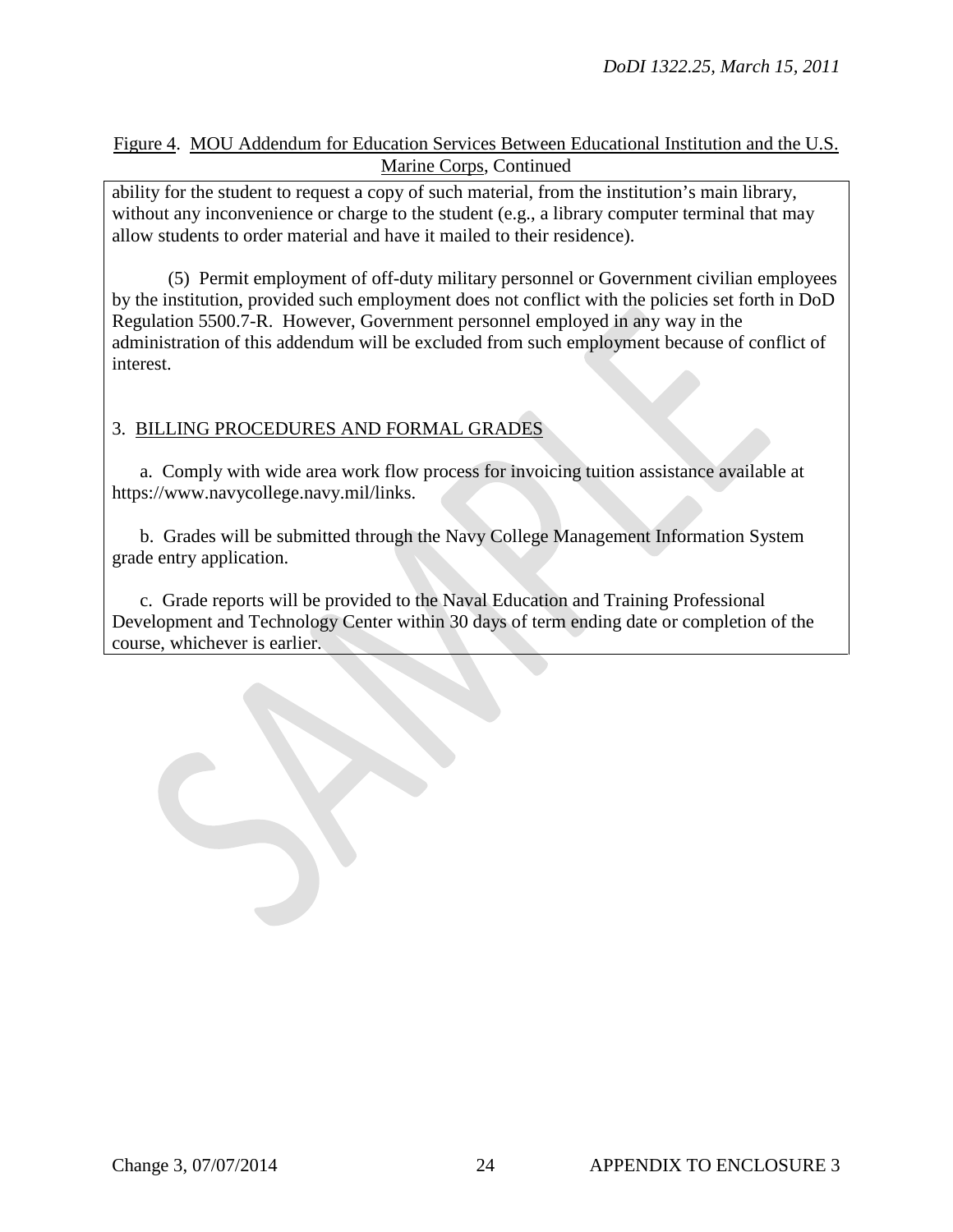Figure 4. MOU Addendum for Education Services Between Educational Institution and the U.S. Marine Corps, Continued

ability for the student to request a copy of such material, from the institution's main library, without any inconvenience or charge to the student (e.g., a library computer terminal that may allow students to order material and have it mailed to their residence).

(5) Permit employment of off-duty military personnel or Government civilian employees by the institution, provided such employment does not conflict with the policies set forth in DoD Regulation 5500.7-R. However, Government personnel employed in any way in the administration of this addendum will be excluded from such employment because of conflict of interest.

3. BILLING PROCEDURES AND FORMAL GRADES

a. Comply with wide area work flow process for invoicing tuition assistance available at https://www.navycollege.navy.mil/links.

b. Grades will be submitted through the Navy College Management Information System grade entry application.

c. Grade reports will be provided to the Naval Education and Training Professional Development and Technology Center within 30 days of term ending date or completion of the course, whichever is earlier.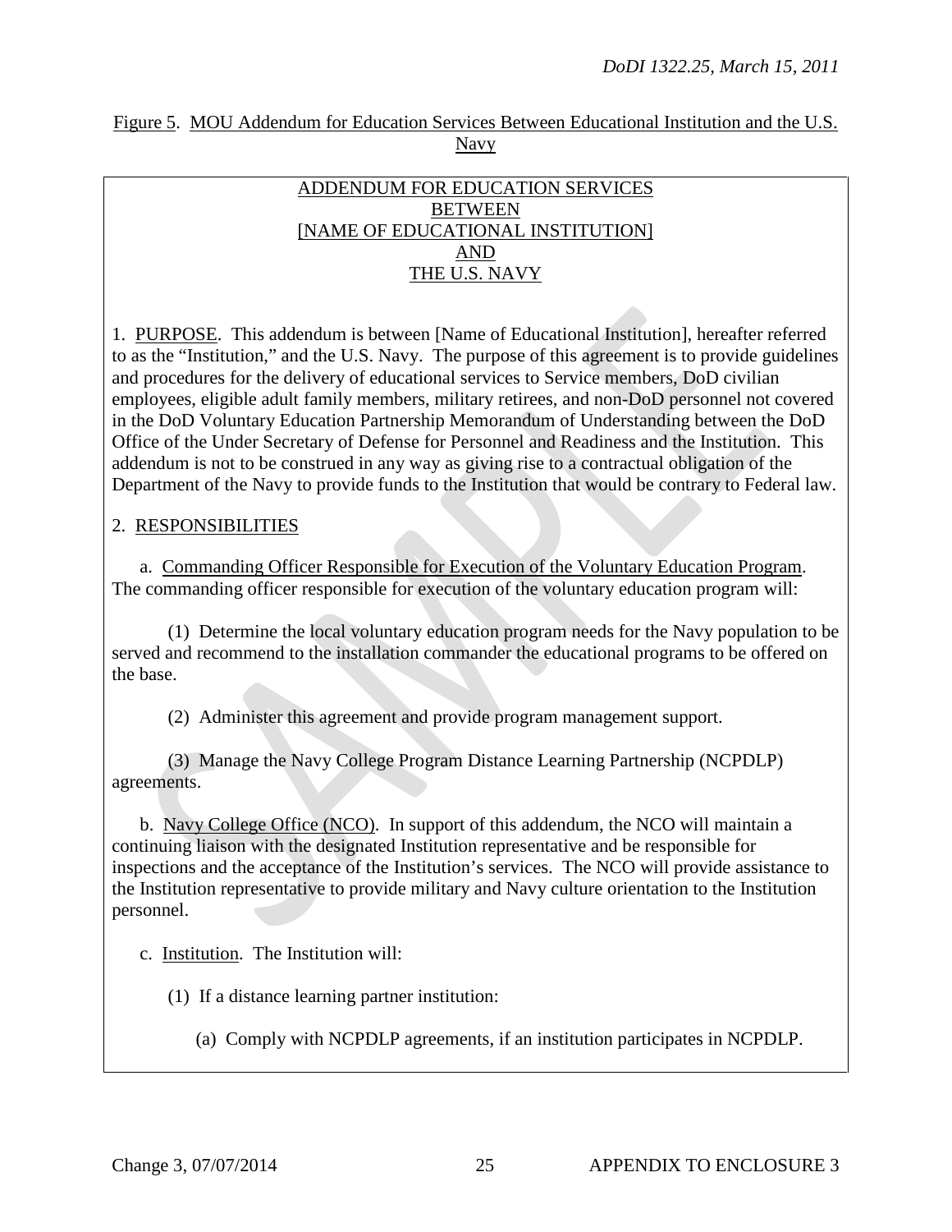Figure 5. MOU Addendum for Education Services Between Educational Institution and the U.S. Navy

ADDENDUM FOR EDUCATION SERVICES
BETWEEN
[NAME OF EDUCATIONAL INSTITUTION]
AND
THE U.S. NAVY

1. PURPOSE. This addendum is between [Name of Educational Institution], hereafter referred to as the "Institution," and the U.S. Navy. The purpose of this agreement is to provide guidelines and procedures for the delivery of educational services to Service members, DoD civilian employees, eligible adult family members, military retirees, and non-DoD personnel not covered in the DoD Voluntary Education Partnership Memorandum of Understanding between the DoD Office of the Under Secretary of Defense for Personnel and Readiness and the Institution. This addendum is not to be construed in any way as giving rise to a contractual obligation of the Department of the Navy to provide funds to the Institution that would be contrary to Federal law.

2. RESPONSIBILITIES

a. Commanding Officer Responsible for Execution of the Voluntary Education Program. The commanding officer responsible for execution of the voluntary education program will:

(1) Determine the local voluntary education program needs for the Navy population to be served and recommend to the installation commander the educational programs to be offered on the base.

(2) Administer this agreement and provide program management support.

(3) Manage the Navy College Program Distance Learning Partnership (NCPDLP) agreements.

b. Navy College Office (NCO). In support of this addendum, the NCO will maintain a continuing liaison with the designated Institution representative and be responsible for inspections and the acceptance of the Institution's services. The NCO will provide assistance to the Institution representative to provide military and Navy culture orientation to the Institution personnel.

c. Institution. The Institution will:

(1) If a distance learning partner institution:

(a) Comply with NCPDLP agreements, if an institution participates in NCPDLP.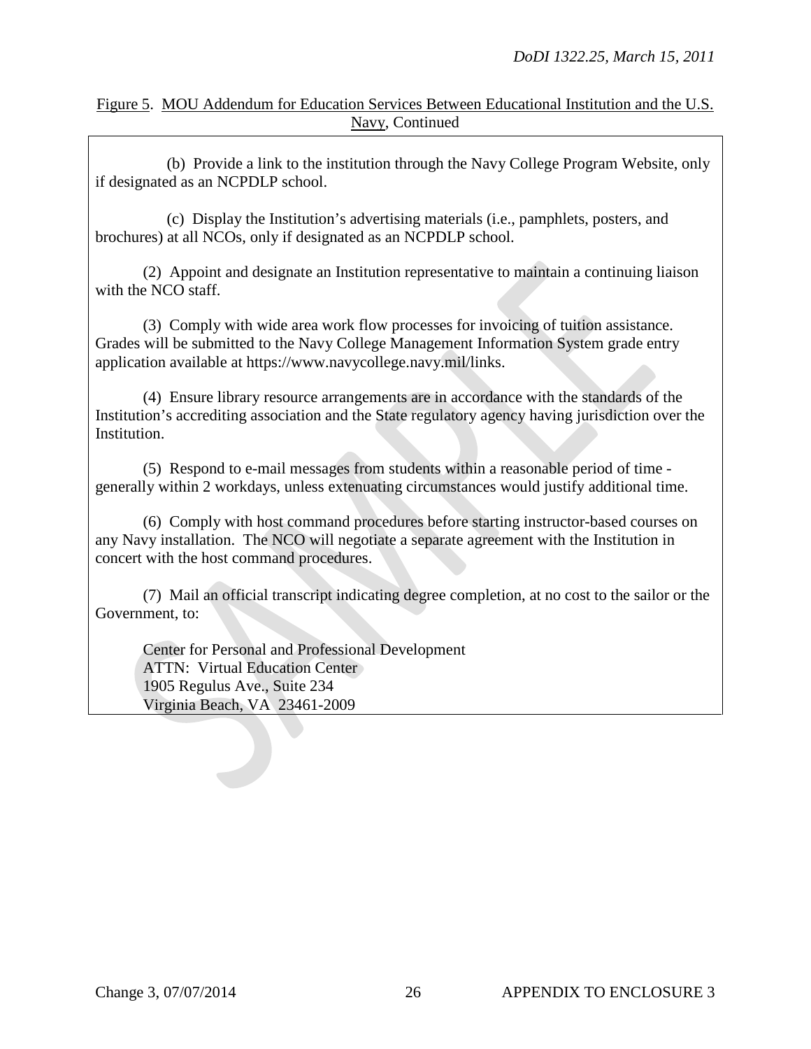Figure 5. MOU Addendum for Education Services Between Educational Institution and the U.S. Navy, Continued

(b) Provide a link to the institution through the Navy College Program Website, only if designated as an NCPDLP school.

(c) Display the Institution's advertising materials (i.e., pamphlets, posters, and brochures) at all NCOs, only if designated as an NCPDLP school.

(2) Appoint and designate an Institution representative to maintain a continuing liaison with the NCO staff.

(3) Comply with wide area work flow processes for invoicing of tuition assistance. Grades will be submitted to the Navy College Management Information System grade entry application available at https://www.navycollege.navy.mil/links.

(4) Ensure library resource arrangements are in accordance with the standards of the Institution's accrediting association and the State regulatory agency having jurisdiction over the Institution.

(5) Respond to e-mail messages from students within a reasonable period of time - generally within 2 workdays, unless extenuating circumstances would justify additional time.

(6) Comply with host command procedures before starting instructor-based courses on any Navy installation. The NCO will negotiate a separate agreement with the Institution in concert with the host command procedures.

(7) Mail an official transcript indicating degree completion, at no cost to the sailor or the Government, to:

Center for Personal and Professional Development
ATTN: Virtual Education Center
1905 Regulus Ave., Suite 234
Virginia Beach, VA 23461-2009